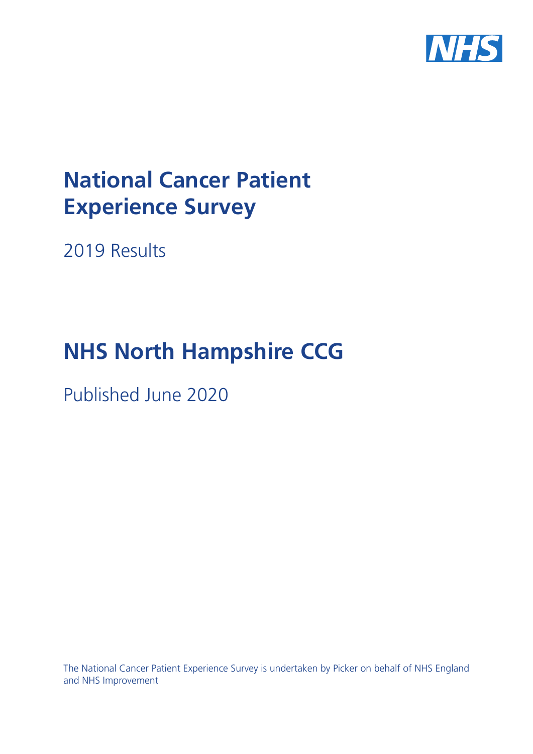# National Cancer Patient Experience Survey

2019 Results

# NHS North Hampshire CCG

Published June 2020

The National Cancer Patient Experience Survey is undertaken by Picker on behalf of NHS England and NHS Improvement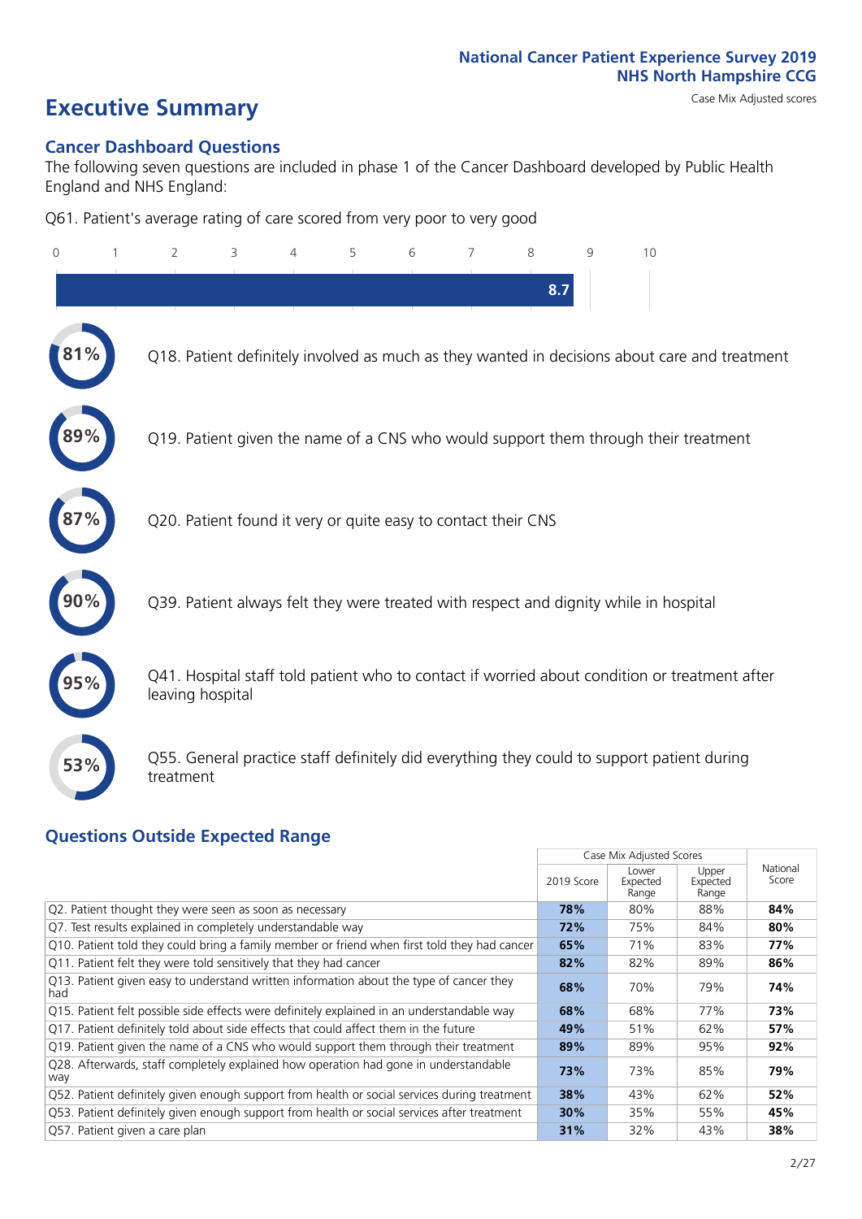National Cancer Patient Experience Survey 2019
NHS North Hampshire CCG

# Executive Summary

Case Mix Adjusted scores

## Cancer Dashboard Questions

The following seven questions are included in phase 1 of the Cancer Dashboard developed by Public Health England and NHS England:

Q61. Patient's average rating of care scored from very poor to very good

8.7

- **81%** Q18. Patient definitely involved as much as they wanted in decisions about care and treatment
- **89%** Q19. Patient given the name of a CNS who would support them through their treatment
- **87%** Q20. Patient found it very or quite easy to contact their CNS
- **90%** Q39. Patient always felt they were treated with respect and dignity while in hospital
- **95%** Q41. Hospital staff told patient who to contact if worried about condition or treatment after leaving hospital
- **53%** Q55. General practice staff definitely did everything they could to support patient during treatment

## Questions Outside Expected Range

| | Case Mix Adjusted Scores | | | National Score |
|---|---|---|---|---|
| | 2019 Score | Lower Expected Range | Upper Expected Range | |
| Q2. Patient thought they were seen as soon as necessary | **78%** | 80% | 88% | **84%** |
| Q7. Test results explained in completely understandable way | **72%** | 75% | 84% | **80%** |
| Q10. Patient told they could bring a family member or friend when first told they had cancer | **65%** | 71% | 83% | **77%** |
| Q11. Patient felt they were told sensitively that they had cancer | **82%** | 82% | 89% | **86%** |
| Q13. Patient given easy to understand written information about the type of cancer they had | **68%** | 70% | 79% | **74%** |
| Q15. Patient felt possible side effects were definitely explained in an understandable way | **68%** | 68% | 77% | **73%** |
| Q17. Patient definitely told about side effects that could affect them in the future | **49%** | 51% | 62% | **57%** |
| Q19. Patient given the name of a CNS who would support them through their treatment | **89%** | 89% | 95% | **92%** |
| Q28. Afterwards, staff completely explained how operation had gone in understandable way | **73%** | 73% | 85% | **79%** |
| Q52. Patient definitely given enough support from health or social services during treatment | **38%** | 43% | 62% | **52%** |
| Q53. Patient definitely given enough support from health or social services after treatment | **30%** | 35% | 55% | **45%** |
| Q57. Patient given a care plan | **31%** | 32% | 43% | **38%** |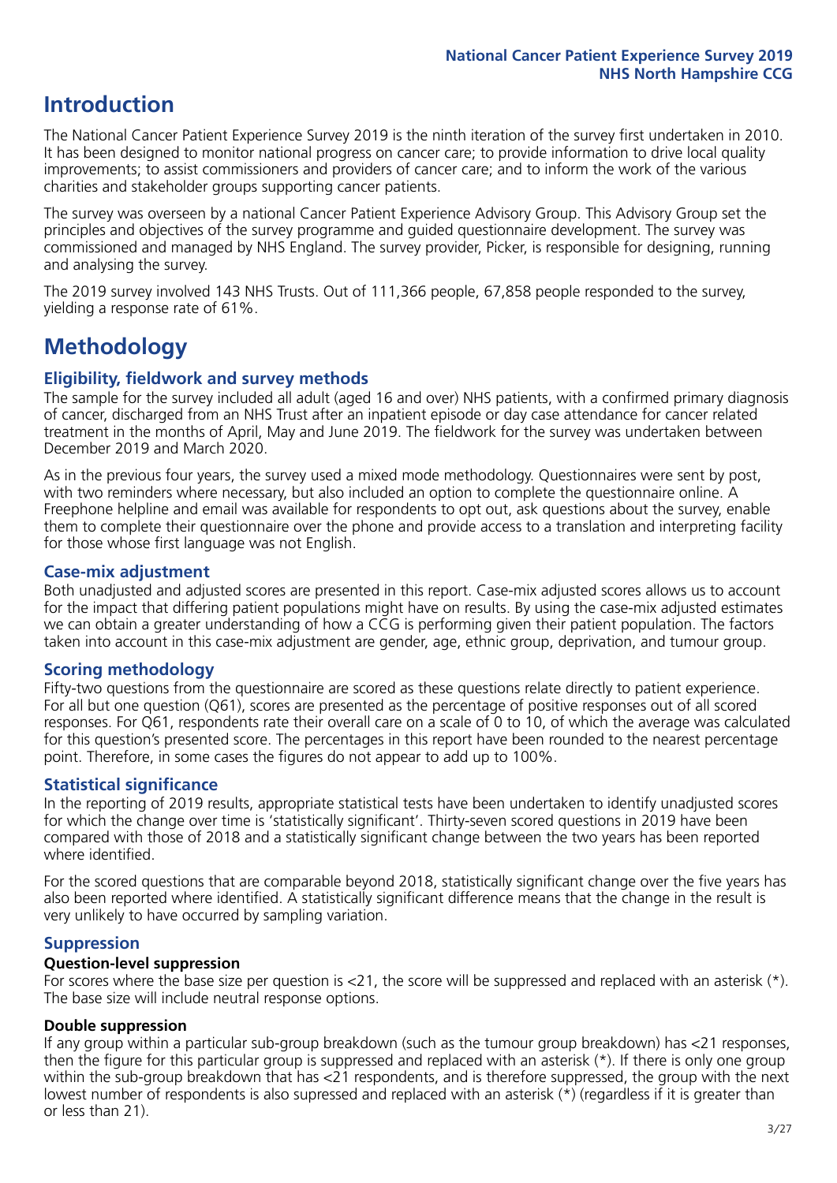# Introduction

The National Cancer Patient Experience Survey 2019 is the ninth iteration of the survey first undertaken in 2010. It has been designed to monitor national progress on cancer care; to provide information to drive local quality improvements; to assist commissioners and providers of cancer care; and to inform the work of the various charities and stakeholder groups supporting cancer patients.

The survey was overseen by a national Cancer Patient Experience Advisory Group. This Advisory Group set the principles and objectives of the survey programme and guided questionnaire development. The survey was commissioned and managed by NHS England. The survey provider, Picker, is responsible for designing, running and analysing the survey.

The 2019 survey involved 143 NHS Trusts. Out of 111,366 people, 67,858 people responded to the survey, yielding a response rate of 61%.

# Methodology

## Eligibility, fieldwork and survey methods

The sample for the survey included all adult (aged 16 and over) NHS patients, with a confirmed primary diagnosis of cancer, discharged from an NHS Trust after an inpatient episode or day case attendance for cancer related treatment in the months of April, May and June 2019. The fieldwork for the survey was undertaken between December 2019 and March 2020.

As in the previous four years, the survey used a mixed mode methodology. Questionnaires were sent by post, with two reminders where necessary, but also included an option to complete the questionnaire online. A Freephone helpline and email was available for respondents to opt out, ask questions about the survey, enable them to complete their questionnaire over the phone and provide access to a translation and interpreting facility for those whose first language was not English.

## Case-mix adjustment

Both unadjusted and adjusted scores are presented in this report. Case-mix adjusted scores allows us to account for the impact that differing patient populations might have on results. By using the case-mix adjusted estimates we can obtain a greater understanding of how a CCG is performing given their patient population. The factors taken into account in this case-mix adjustment are gender, age, ethnic group, deprivation, and tumour group.

## Scoring methodology

Fifty-two questions from the questionnaire are scored as these questions relate directly to patient experience. For all but one question (Q61), scores are presented as the percentage of positive responses out of all scored responses. For Q61, respondents rate their overall care on a scale of 0 to 10, of which the average was calculated for this question's presented score. The percentages in this report have been rounded to the nearest percentage point. Therefore, in some cases the figures do not appear to add up to 100%.

## Statistical significance

In the reporting of 2019 results, appropriate statistical tests have been undertaken to identify unadjusted scores for which the change over time is 'statistically significant'. Thirty-seven scored questions in 2019 have been compared with those of 2018 and a statistically significant change between the two years has been reported where identified.

For the scored questions that are comparable beyond 2018, statistically significant change over the five years has also been reported where identified. A statistically significant difference means that the change in the result is very unlikely to have occurred by sampling variation.

## Suppression

### Question-level suppression

For scores where the base size per question is <21, the score will be suppressed and replaced with an asterisk (*). The base size will include neutral response options.

### Double suppression

If any group within a particular sub-group breakdown (such as the tumour group breakdown) has <21 responses, then the figure for this particular group is suppressed and replaced with an asterisk (*). If there is only one group within the sub-group breakdown that has <21 respondents, and is therefore suppressed, the group with the next lowest number of respondents is also supressed and replaced with an asterisk (*) (regardless if it is greater than or less than 21).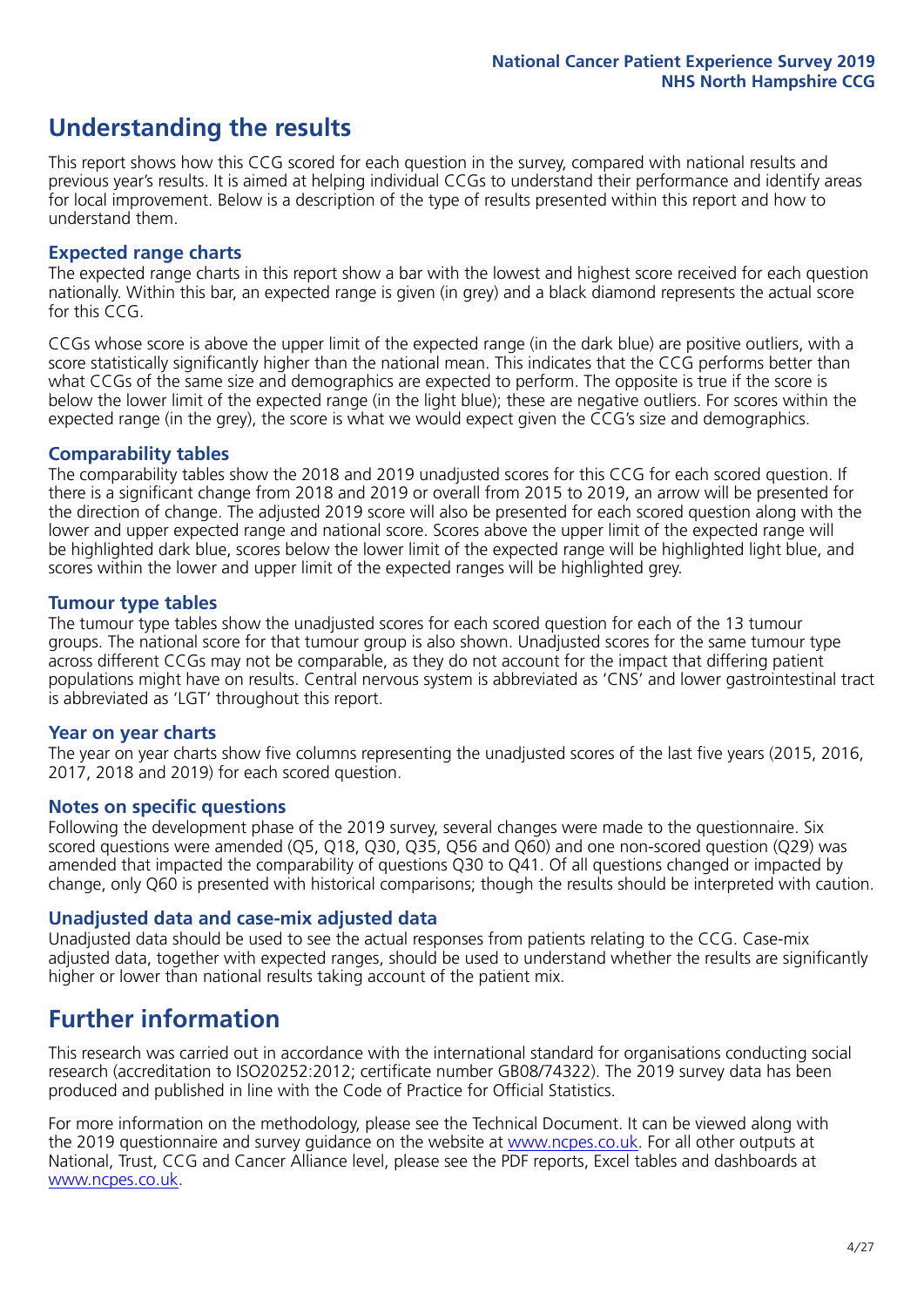## Understanding the results

This report shows how this CCG scored for each question in the survey, compared with national results and previous year's results. It is aimed at helping individual CCGs to understand their performance and identify areas for local improvement. Below is a description of the type of results presented within this report and how to understand them.

### Expected range charts

The expected range charts in this report show a bar with the lowest and highest score received for each question nationally. Within this bar, an expected range is given (in grey) and a black diamond represents the actual score for this CCG.

CCGs whose score is above the upper limit of the expected range (in the dark blue) are positive outliers, with a score statistically significantly higher than the national mean. This indicates that the CCG performs better than what CCGs of the same size and demographics are expected to perform. The opposite is true if the score is below the lower limit of the expected range (in the light blue); these are negative outliers. For scores within the expected range (in the grey), the score is what we would expect given the CCG's size and demographics.

### Comparability tables

The comparability tables show the 2018 and 2019 unadjusted scores for this CCG for each scored question. If there is a significant change from 2018 and 2019 or overall from 2015 to 2019, an arrow will be presented for the direction of change. The adjusted 2019 score will also be presented for each scored question along with the lower and upper expected range and national score. Scores above the upper limit of the expected range will be highlighted dark blue, scores below the lower limit of the expected range will be highlighted light blue, and scores within the lower and upper limit of the expected ranges will be highlighted grey.

### Tumour type tables

The tumour type tables show the unadjusted scores for each scored question for each of the 13 tumour groups. The national score for that tumour group is also shown. Unadjusted scores for the same tumour type across different CCGs may not be comparable, as they do not account for the impact that differing patient populations might have on results. Central nervous system is abbreviated as 'CNS' and lower gastrointestinal tract is abbreviated as 'LGT' throughout this report.

### Year on year charts

The year on year charts show five columns representing the unadjusted scores of the last five years (2015, 2016, 2017, 2018 and 2019) for each scored question.

### Notes on specific questions

Following the development phase of the 2019 survey, several changes were made to the questionnaire. Six scored questions were amended (Q5, Q18, Q30, Q35, Q56 and Q60) and one non-scored question (Q29) was amended that impacted the comparability of questions Q30 to Q41. Of all questions changed or impacted by change, only Q60 is presented with historical comparisons; though the results should be interpreted with caution.

### Unadjusted data and case-mix adjusted data

Unadjusted data should be used to see the actual responses from patients relating to the CCG. Case-mix adjusted data, together with expected ranges, should be used to understand whether the results are significantly higher or lower than national results taking account of the patient mix.

## Further information

This research was carried out in accordance with the international standard for organisations conducting social research (accreditation to ISO20252:2012; certificate number GB08/74322). The 2019 survey data has been produced and published in line with the Code of Practice for Official Statistics.

For more information on the methodology, please see the Technical Document. It can be viewed along with the 2019 questionnaire and survey guidance on the website at www.ncpes.co.uk. For all other outputs at National, Trust, CCG and Cancer Alliance level, please see the PDF reports, Excel tables and dashboards at www.ncpes.co.uk.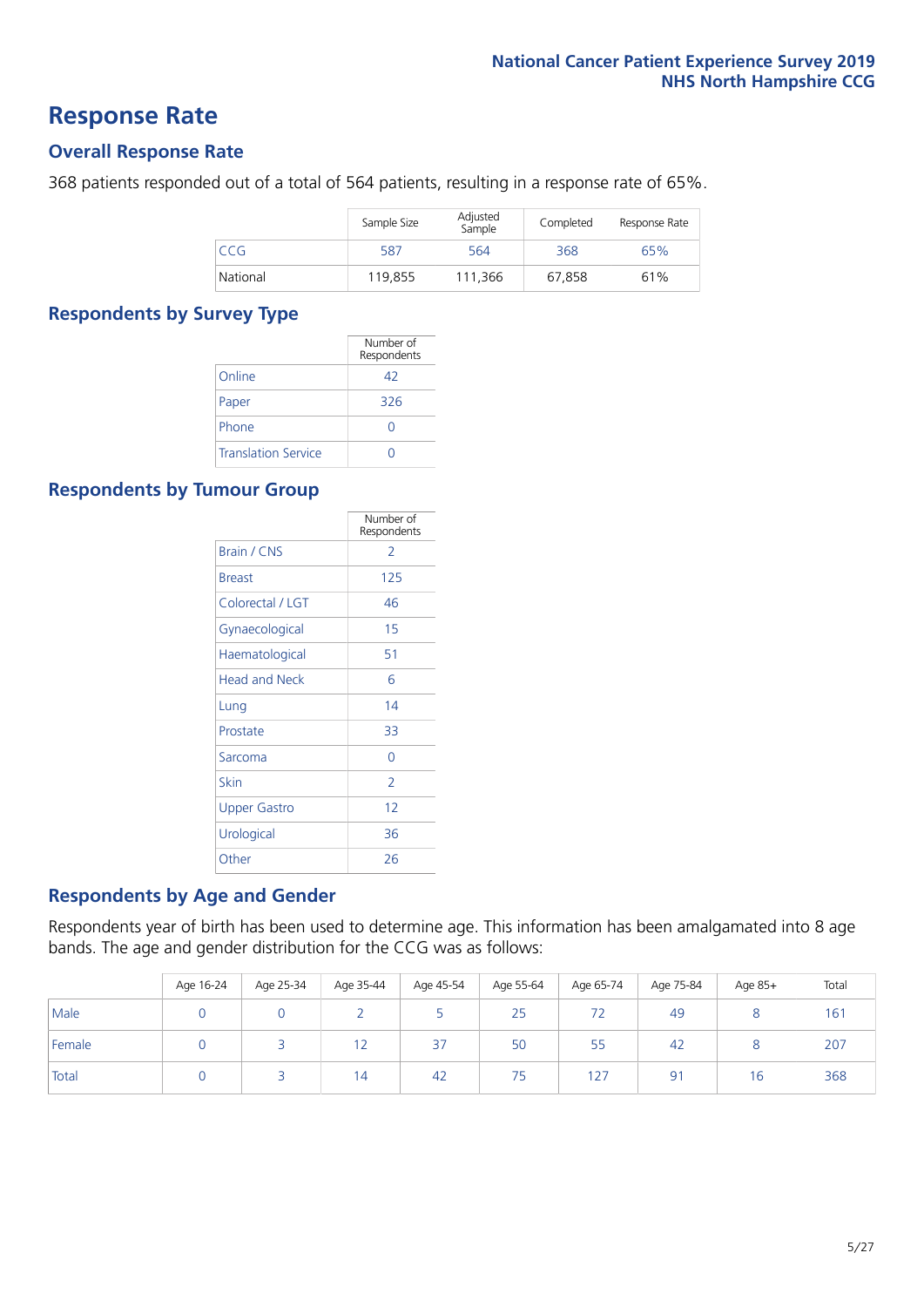# Response Rate

## Overall Response Rate

368 patients responded out of a total of 564 patients, resulting in a response rate of 65%.

| | Sample Size | Adjusted Sample | Completed | Response Rate |
|---|---|---|---|---|
| CCG | 587 | 564 | 368 | 65% |
| National | 119,855 | 111,366 | 67,858 | 61% |

## Respondents by Survey Type

| | Number of Respondents |
|---|---|
| Online | 42 |
| Paper | 326 |
| Phone | 0 |
| Translation Service | 0 |

## Respondents by Tumour Group

| | Number of Respondents |
|---|---|
| Brain / CNS | 2 |
| Breast | 125 |
| Colorectal / LGT | 46 |
| Gynaecological | 15 |
| Haematological | 51 |
| Head and Neck | 6 |
| Lung | 14 |
| Prostate | 33 |
| Sarcoma | 0 |
| Skin | 2 |
| Upper Gastro | 12 |
| Urological | 36 |
| Other | 26 |

## Respondents by Age and Gender

Respondents year of birth has been used to determine age. This information has been amalgamated into 8 age bands. The age and gender distribution for the CCG was as follows:

| | Age 16-24 | Age 25-34 | Age 35-44 | Age 45-54 | Age 55-64 | Age 65-74 | Age 75-84 | Age 85+ | Total |
|---|---|---|---|---|---|---|---|---|---|
| Male | 0 | 0 | 2 | 5 | 25 | 72 | 49 | 8 | 161 |
| Female | 0 | 3 | 12 | 37 | 50 | 55 | 42 | 8 | 207 |
| Total | 0 | 3 | 14 | 42 | 75 | 127 | 91 | 16 | 368 |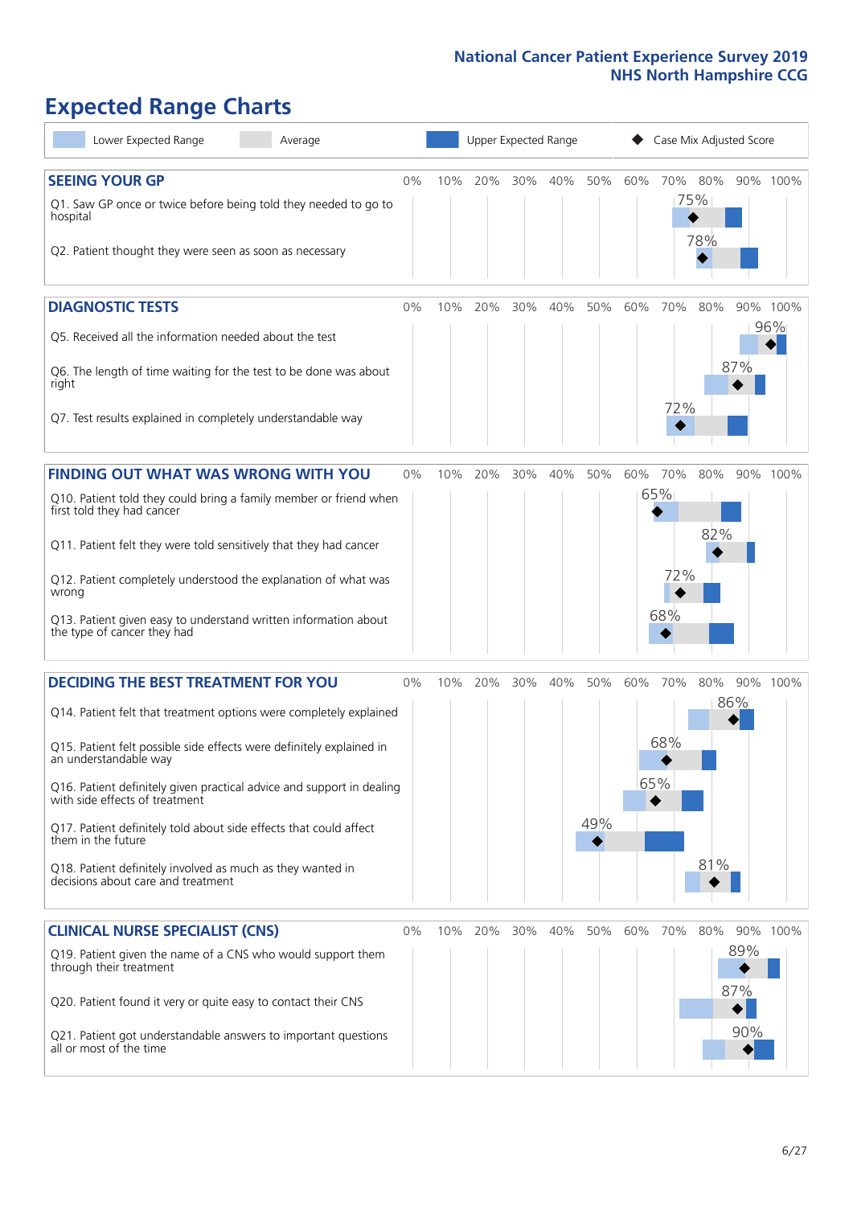# Expected Range Charts

Lower Expected Range | Average | Upper Expected Range | Case Mix Adjusted Score

## SEEING YOUR GP

| Question | Case Mix Adjusted Score |
|---|---|
| Q1. Saw GP once or twice before being told they needed to go to hospital | 75% |
| Q2. Patient thought they were seen as soon as necessary | 78% |

## DIAGNOSTIC TESTS

| Question | Case Mix Adjusted Score |
|---|---|
| Q5. Received all the information needed about the test | 96% |
| Q6. The length of time waiting for the test to be done was about right | 87% |
| Q7. Test results explained in completely understandable way | 72% |

## FINDING OUT WHAT WAS WRONG WITH YOU

| Question | Case Mix Adjusted Score |
|---|---|
| Q10. Patient told they could bring a family member or friend when first told they had cancer | 65% |
| Q11. Patient felt they were told sensitively that they had cancer | 82% |
| Q12. Patient completely understood the explanation of what was wrong | 72% |
| Q13. Patient given easy to understand written information about the type of cancer they had | 68% |

## DECIDING THE BEST TREATMENT FOR YOU

| Question | Case Mix Adjusted Score |
|---|---|
| Q14. Patient felt that treatment options were completely explained | 86% |
| Q15. Patient felt possible side effects were definitely explained in an understandable way | 68% |
| Q16. Patient definitely given practical advice and support in dealing with side effects of treatment | 65% |
| Q17. Patient definitely told about side effects that could affect them in the future | 49% |
| Q18. Patient definitely involved as much as they wanted in decisions about care and treatment | 81% |

## CLINICAL NURSE SPECIALIST (CNS)

| Question | Case Mix Adjusted Score |
|---|---|
| Q19. Patient given the name of a CNS who would support them through their treatment | 89% |
| Q20. Patient found it very or quite easy to contact their CNS | 87% |
| Q21. Patient got understandable answers to important questions all or most of the time | 90% |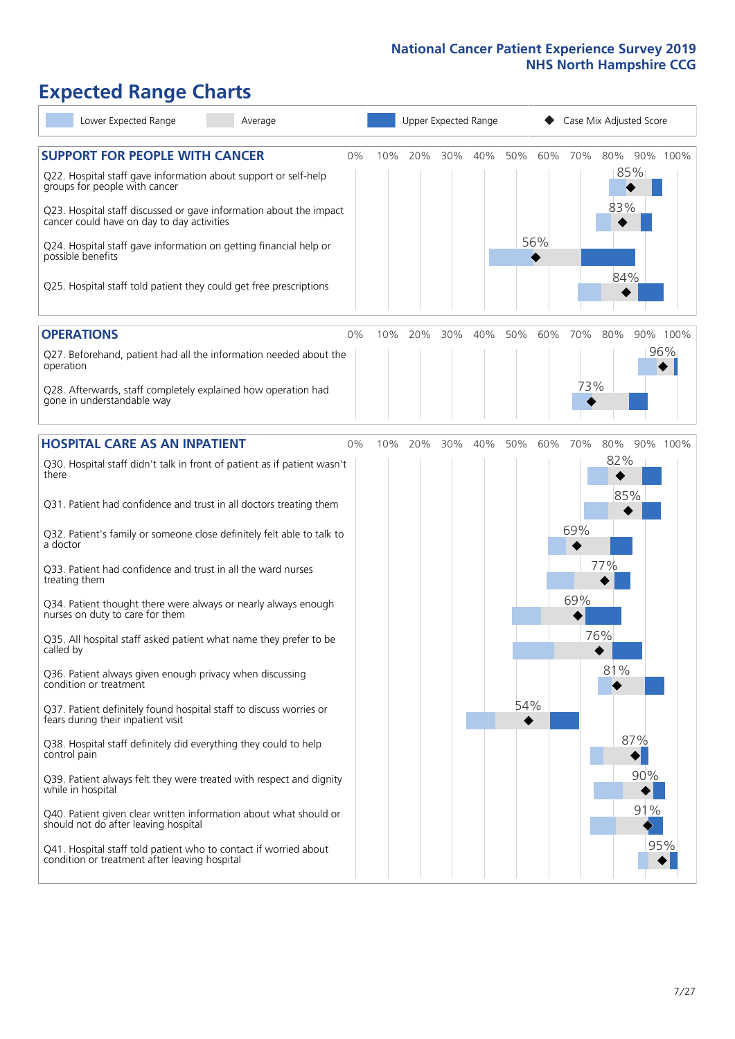# Expected Range Charts

Lower Expected Range | Average | Upper Expected Range | Case Mix Adjusted Score

## SUPPORT FOR PEOPLE WITH CANCER

| Question | Case Mix Adjusted Score |
|---|---|
| Q22. Hospital staff gave information about support or self-help groups for people with cancer | 85% |
| Q23. Hospital staff discussed or gave information about the impact cancer could have on day to day activities | 83% |
| Q24. Hospital staff gave information on getting financial help or possible benefits | 56% |
| Q25. Hospital staff told patient they could get free prescriptions | 84% |

## OPERATIONS

| Question | Case Mix Adjusted Score |
|---|---|
| Q27. Beforehand, patient had all the information needed about the operation | 96% |
| Q28. Afterwards, staff completely explained how operation had gone in understandable way | 73% |

## HOSPITAL CARE AS AN INPATIENT

| Question | Case Mix Adjusted Score |
|---|---|
| Q30. Hospital staff didn't talk in front of patient as if patient wasn't there | 82% |
| Q31. Patient had confidence and trust in all doctors treating them | 85% |
| Q32. Patient's family or someone close definitely felt able to talk to a doctor | 69% |
| Q33. Patient had confidence and trust in all the ward nurses treating them | 77% |
| Q34. Patient thought there were always or nearly always enough nurses on duty to care for them | 69% |
| Q35. All hospital staff asked patient what name they prefer to be called by | 76% |
| Q36. Patient always given enough privacy when discussing condition or treatment | 81% |
| Q37. Patient definitely found hospital staff to discuss worries or fears during their inpatient visit | 54% |
| Q38. Hospital staff definitely did everything they could to help control pain | 87% |
| Q39. Patient always felt they were treated with respect and dignity while in hospital | 90% |
| Q40. Patient given clear written information about what should or should not do after leaving hospital | 91% |
| Q41. Hospital staff told patient who to contact if worried about condition or treatment after leaving hospital | 95% |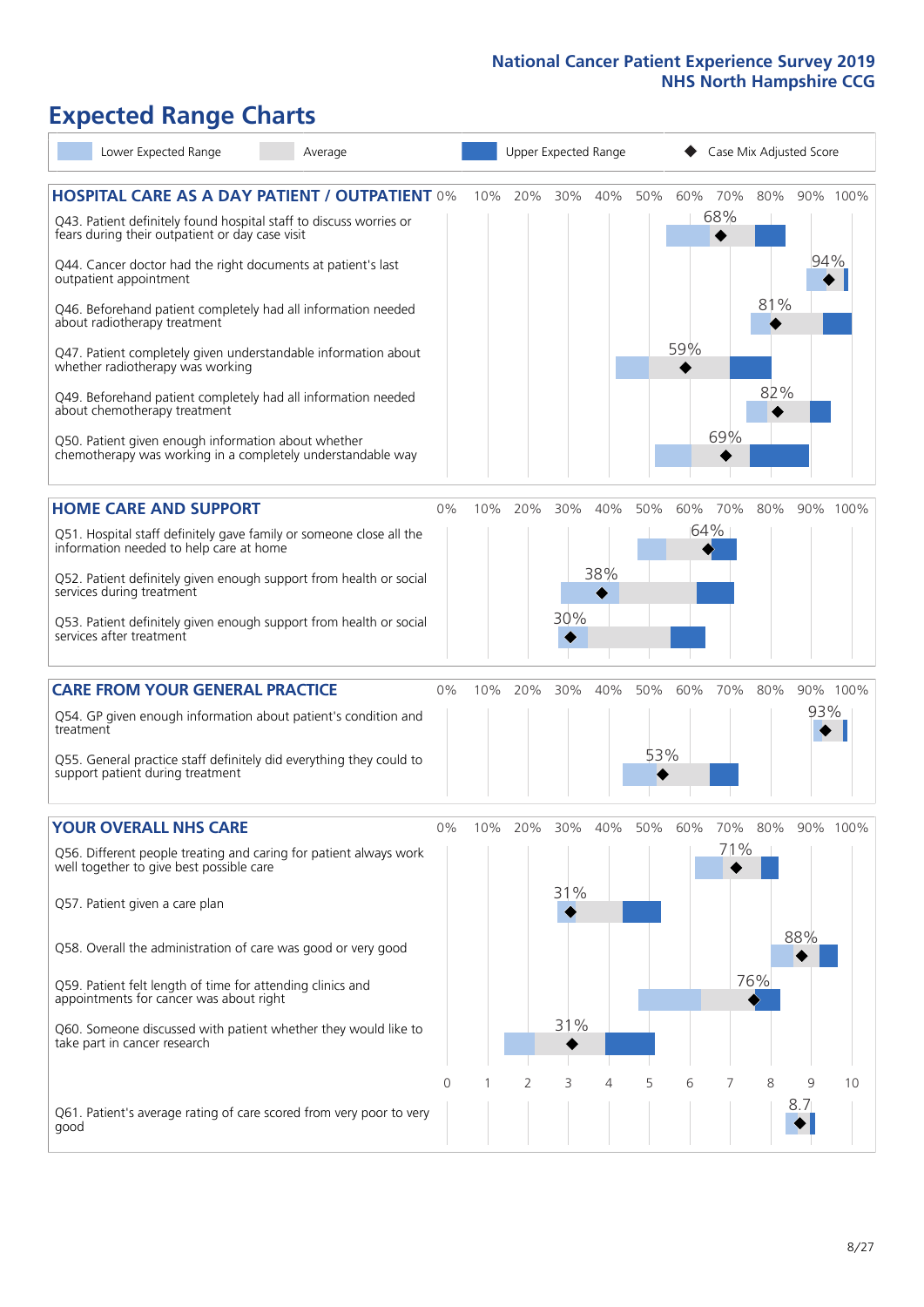National Cancer Patient Experience Survey 2019
NHS North Hampshire CCG

# Expected Range Charts

Legend: Lower Expected Range | Average | Upper Expected Range | ◆ Case Mix Adjusted Score

## HOSPITAL CARE AS A DAY PATIENT / OUTPATIENT

| Question | Case Mix Adjusted Score |
|---|---|
| Q43. Patient definitely found hospital staff to discuss worries or fears during their outpatient or day case visit | 68% |
| Q44. Cancer doctor had the right documents at patient's last outpatient appointment | 94% |
| Q46. Beforehand patient completely had all information needed about radiotherapy treatment | 81% |
| Q47. Patient completely given understandable information about whether radiotherapy treatment was working | 59% |
| Q49. Beforehand patient completely had all information needed about chemotherapy treatment | 82% |
| Q50. Patient given enough information about whether chemotherapy was working in a completely understandable way | 69% |

## HOME CARE AND SUPPORT

| Question | Case Mix Adjusted Score |
|---|---|
| Q51. Hospital staff definitely gave family or someone close all the information needed to help care at home | 64% |
| Q52. Patient definitely given enough support from health or social services during treatment | 38% |
| Q53. Patient definitely given enough support from health or social services after treatment | 30% |

## CARE FROM YOUR GENERAL PRACTICE

| Question | Case Mix Adjusted Score |
|---|---|
| Q54. GP given enough information about patient's condition and treatment | 93% |
| Q55. General practice staff definitely did everything they could to support patient during treatment | 53% |

## YOUR OVERALL NHS CARE

| Question | Case Mix Adjusted Score |
|---|---|
| Q56. Different people treating and caring for patient always work well together to give best possible care | 71% |
| Q57. Patient given a care plan | 31% |
| Q58. Overall the administration of care was good or very good | 88% |
| Q59. Patient felt length of time for attending clinics and appointments for cancer was about right | 76% |
| Q60. Someone discussed with patient whether they would like to take part in cancer research | 31% |
| Q61. Patient's average rating of care scored from very poor to very good | 8.7 |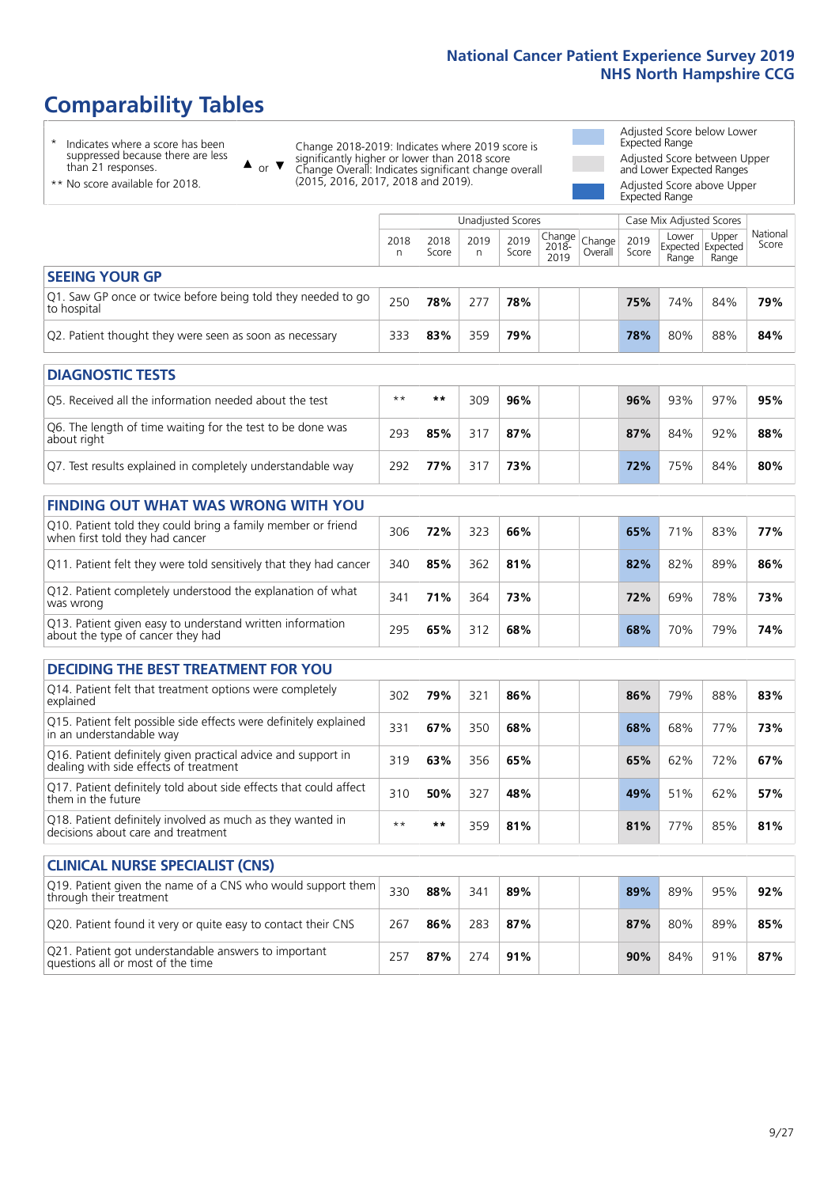# Comparability Tables

\* Indicates where a score has been suppressed because there are less than 21 responses.

\*\* No score available for 2018.

▲ or ▼ Change 2018-2019: Indicates where 2019 score is significantly higher or lower than 2018 score Change Overall: Indicates significant change overall (2015, 2016, 2017, 2018 and 2019).

Adjusted Score below Lower Expected Range

Adjusted Score between Upper and Lower Expected Ranges

Adjusted Score above Upper Expected Range

| | Unadjusted Scores | | | | | | Case Mix Adjusted Scores | | | |
|---|---|---|---|---|---|---|---|---|---|---|
| | 2018 n | 2018 Score | 2019 n | 2019 Score | Change 2018-2019 | Change Overall | 2019 Score | Lower Expected Range | Upper Expected Range | National Score |
| **SEEING YOUR GP** | | | | | | | | | | |
| Q1. Saw GP once or twice before being told they needed to go to hospital | 250 | **78%** | 277 | **78%** | | | **75%** | 74% | 84% | **79%** |
| Q2. Patient thought they were seen as soon as necessary | 333 | **83%** | 359 | **79%** | | | **78%** | 80% | 88% | **84%** |
| **DIAGNOSTIC TESTS** | | | | | | | | | | |
| Q5. Received all the information needed about the test | ** | ** | 309 | **96%** | | | **96%** | 93% | 97% | **95%** |
| Q6. The length of time waiting for the test to be done was about right | 293 | **85%** | 317 | **87%** | | | **87%** | 84% | 92% | **88%** |
| Q7. Test results explained in completely understandable way | 292 | **77%** | 317 | **73%** | | | **72%** | 75% | 84% | **80%** |
| **FINDING OUT WHAT WAS WRONG WITH YOU** | | | | | | | | | | |
| Q10. Patient told they could bring a family member or friend when first told they had cancer | 306 | **72%** | 323 | **66%** | | | **65%** | 71% | 83% | **77%** |
| Q11. Patient felt they were told sensitively that they had cancer | 340 | **85%** | 362 | **81%** | | | **82%** | 82% | 89% | **86%** |
| Q12. Patient completely understood the explanation of what was wrong | 341 | **71%** | 364 | **73%** | | | **72%** | 69% | 78% | **73%** |
| Q13. Patient given easy to understand written information about the type of cancer they had | 295 | **65%** | 312 | **68%** | | | **68%** | 70% | 79% | **74%** |
| **DECIDING THE BEST TREATMENT FOR YOU** | | | | | | | | | | |
| Q14. Patient felt that treatment options were completely explained | 302 | **79%** | 321 | **86%** | | | **86%** | 79% | 88% | **83%** |
| Q15. Patient felt possible side effects were definitely explained in an understandable way | 331 | **67%** | 350 | **68%** | | | **68%** | 68% | 77% | **73%** |
| Q16. Patient definitely given practical advice and support in dealing with side effects of treatment | 319 | **63%** | 356 | **65%** | | | **65%** | 62% | 72% | **67%** |
| Q17. Patient definitely told about side effects that could affect them in the future | 310 | **50%** | 327 | **48%** | | | **49%** | 51% | 62% | **57%** |
| Q18. Patient definitely involved as much as they wanted in decisions about care and treatment | ** | ** | 359 | **81%** | | | **81%** | 77% | 85% | **81%** |
| **CLINICAL NURSE SPECIALIST (CNS)** | | | | | | | | | | |
| Q19. Patient given the name of a CNS who would support them through their treatment | 330 | **88%** | 341 | **89%** | | | **89%** | 89% | 95% | **92%** |
| Q20. Patient found it very or quite easy to contact their CNS | 267 | **86%** | 283 | **87%** | | | **87%** | 80% | 89% | **85%** |
| Q21. Patient got understandable answers to important questions all or most of the time | 257 | **87%** | 274 | **91%** | | | **90%** | 84% | 91% | **87%** |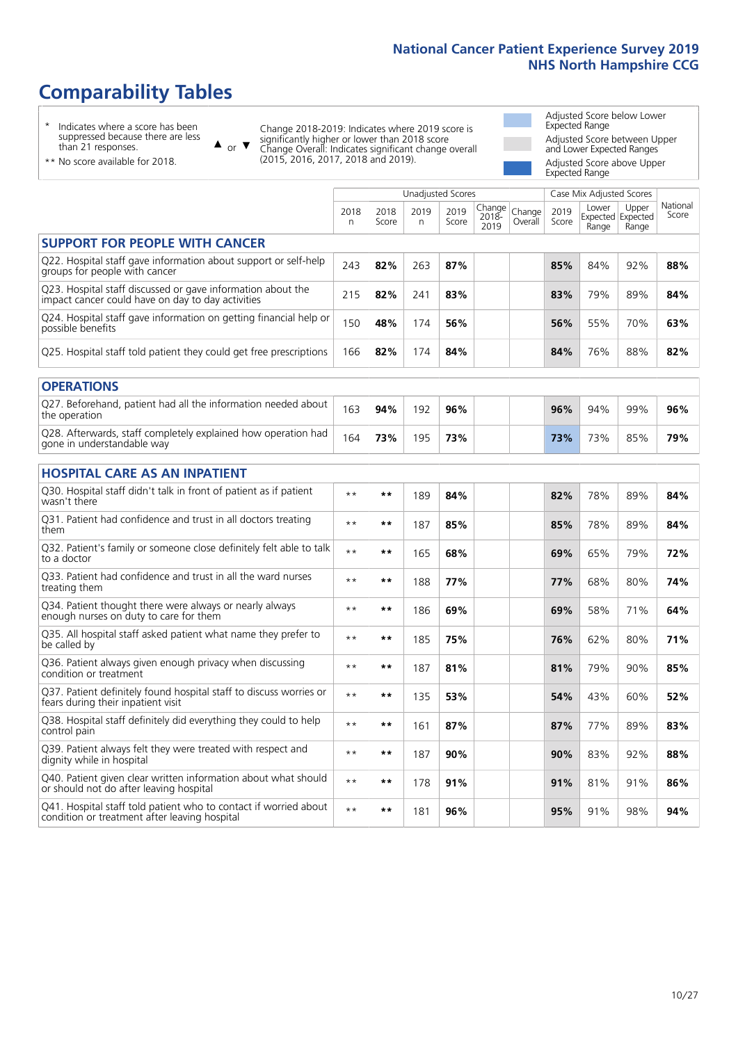# Comparability Tables

- \* Indicates where a score has been suppressed because there are less than 21 responses.
- ** No score available for 2018.

▲ or ▼ Change 2018-2019: Indicates where 2019 score is significantly higher or lower than 2018 score. Change Overall: Indicates significant change overall (2015, 2016, 2017, 2018 and 2019).

- Adjusted Score below Lower Expected Range
- Adjusted Score between Upper and Lower Expected Ranges
- Adjusted Score above Upper Expected Range

| | Unadjusted Scores | | | | | | Case Mix Adjusted Scores | | | |
|---|---|---|---|---|---|---|---|---|---|---|
| | 2018 n | 2018 Score | 2019 n | 2019 Score | Change 2018-2019 | Change Overall | 2019 Score | Lower Expected Range | Upper Expected Range | National Score |
| **SUPPORT FOR PEOPLE WITH CANCER** | | | | | | | | | | |
| Q22. Hospital staff gave information about support or self-help groups for people with cancer | 243 | **82%** | 263 | **87%** | | | **85%** | 84% | 92% | **88%** |
| Q23. Hospital staff discussed or gave information about the impact cancer could have on day to day activities | 215 | **82%** | 241 | **83%** | | | **83%** | 79% | 89% | **84%** |
| Q24. Hospital staff gave information on getting financial help or possible benefits | 150 | **48%** | 174 | **56%** | | | **56%** | 55% | 70% | **63%** |
| Q25. Hospital staff told patient they could get free prescriptions | 166 | **82%** | 174 | **84%** | | | **84%** | 76% | 88% | **82%** |
| **OPERATIONS** | | | | | | | | | | |
| Q27. Beforehand, patient had all the information needed about the operation | 163 | **94%** | 192 | **96%** | | | **96%** | 94% | 99% | **96%** |
| Q28. Afterwards, staff completely explained how operation had gone in understandable way | 164 | **73%** | 195 | **73%** | | | **73%** | 73% | 85% | **79%** |
| **HOSPITAL CARE AS AN INPATIENT** | | | | | | | | | | |
| Q30. Hospital staff didn't talk in front of patient as if patient wasn't there | ** | ** | 189 | **84%** | | | **82%** | 78% | 89% | **84%** |
| Q31. Patient had confidence and trust in all doctors treating them | ** | ** | 187 | **85%** | | | **85%** | 78% | 89% | **84%** |
| Q32. Patient's family or someone close definitely felt able to talk to a doctor | ** | ** | 165 | **68%** | | | **69%** | 65% | 79% | **72%** |
| Q33. Patient had confidence and trust in all the ward nurses treating them | ** | ** | 188 | **77%** | | | **77%** | 68% | 80% | **74%** |
| Q34. Patient thought there were always or nearly always enough nurses on duty to care for them | ** | ** | 186 | **69%** | | | **69%** | 58% | 71% | **64%** |
| Q35. All hospital staff asked patient what name they prefer to be called by | ** | ** | 185 | **75%** | | | **76%** | 62% | 80% | **71%** |
| Q36. Patient always given enough privacy when discussing condition or treatment | ** | ** | 187 | **81%** | | | **81%** | 79% | 90% | **85%** |
| Q37. Patient definitely found hospital staff to discuss worries or fears during their inpatient visit | ** | ** | 135 | **53%** | | | **54%** | 43% | 60% | **52%** |
| Q38. Hospital staff definitely did everything they could to help control pain | ** | ** | 161 | **87%** | | | **87%** | 77% | 89% | **83%** |
| Q39. Patient always felt they were treated with respect and dignity while in hospital | ** | ** | 187 | **90%** | | | **90%** | 83% | 92% | **88%** |
| Q40. Patient given clear written information about what should or should not do after leaving hospital | ** | ** | 178 | **91%** | | | **91%** | 81% | 91% | **86%** |
| Q41. Hospital staff told patient who to contact if worried about condition or treatment after leaving hospital | ** | ** | 181 | **96%** | | | **95%** | 91% | 98% | **94%** |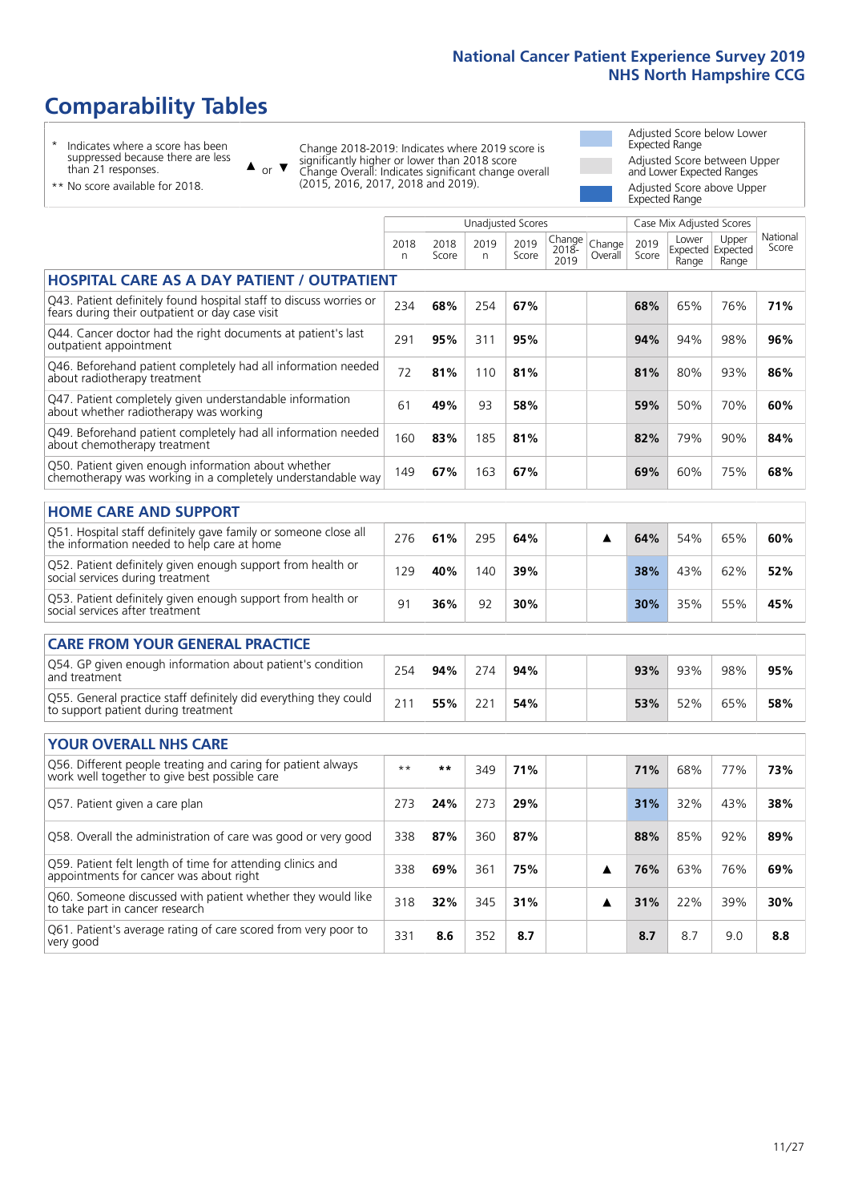# Comparability Tables

\* Indicates where a score has been suppressed because there are less than 21 responses.

\*\* No score available for 2018.

▲ or ▼ Change 2018-2019: Indicates where 2019 score is significantly higher or lower than 2018 score. Change Overall: Indicates significant change overall (2015, 2016, 2017, 2018 and 2019).

Adjusted Score below Lower Expected Range

Adjusted Score between Upper and Lower Expected Ranges

Adjusted Score above Upper Expected Range

| | Unadjusted Scores | | | | | | Case Mix Adjusted Scores | | | |
|---|---|---|---|---|---|---|---|---|---|---|
| | 2018 n | 2018 Score | 2019 n | 2019 Score | Change 2018-2019 | Change Overall | 2019 Score | Lower Expected Range | Upper Expected Range | National Score |
| **HOSPITAL CARE AS A DAY PATIENT / OUTPATIENT** | | | | | | | | | | |
| Q43. Patient definitely found hospital staff to discuss worries or fears during their outpatient or day case visit | 234 | **68%** | 254 | **67%** | | | **68%** | 65% | 76% | **71%** |
| Q44. Cancer doctor had the right documents at patient's last outpatient appointment | 291 | **95%** | 311 | **95%** | | | **94%** | 94% | 98% | **96%** |
| Q46. Beforehand patient completely had all information needed about radiotherapy treatment | 72 | **81%** | 110 | **81%** | | | **81%** | 80% | 93% | **86%** |
| Q47. Patient completely given understandable information about whether radiotherapy was working | 61 | **49%** | 93 | **58%** | | | **59%** | 50% | 70% | **60%** |
| Q49. Beforehand patient completely had all information needed about chemotherapy treatment | 160 | **83%** | 185 | **81%** | | | **82%** | 79% | 90% | **84%** |
| Q50. Patient given enough information about whether chemotherapy was working in a completely understandable way | 149 | **67%** | 163 | **67%** | | | **69%** | 60% | 75% | **68%** |
| **HOME CARE AND SUPPORT** | | | | | | | | | | |
| Q51. Hospital staff definitely gave family or someone close all the information needed to help care at home | 276 | **61%** | 295 | **64%** | | ▲ | **64%** | 54% | 65% | **60%** |
| Q52. Patient definitely given enough support from health or social services during treatment | 129 | **40%** | 140 | **39%** | | | **38%** | 43% | 62% | **52%** |
| Q53. Patient definitely given enough support from health or social services after treatment | 91 | **36%** | 92 | **30%** | | | **30%** | 35% | 55% | **45%** |
| **CARE FROM YOUR GENERAL PRACTICE** | | | | | | | | | | |
| Q54. GP given enough information about patient's condition and treatment | 254 | **94%** | 274 | **94%** | | | **93%** | 93% | 98% | **95%** |
| Q55. General practice staff definitely did everything they could to support patient during treatment | 211 | **55%** | 221 | **54%** | | | **53%** | 52% | 65% | **58%** |
| **YOUR OVERALL NHS CARE** | | | | | | | | | | |
| Q56. Different people treating and caring for patient always work well together to give best possible care | ** | ** | 349 | **71%** | | | **71%** | 68% | 77% | **73%** |
| Q57. Patient given a care plan | 273 | **24%** | 273 | **29%** | | | **31%** | 32% | 43% | **38%** |
| Q58. Overall the administration of care was good or very good | 338 | **87%** | 360 | **87%** | | | **88%** | 85% | 92% | **89%** |
| Q59. Patient felt length of time for attending clinics and appointments for cancer was about right | 338 | **69%** | 361 | **75%** | | ▲ | **76%** | 63% | 76% | **69%** |
| Q60. Someone discussed with patient whether they would like to take part in cancer research | 318 | **32%** | 345 | **31%** | | ▲ | **31%** | 22% | 39% | **30%** |
| Q61. Patient's average rating of care scored from very poor to very good | 331 | **8.6** | 352 | **8.7** | | | **8.7** | 8.7 | 9.0 | **8.8** |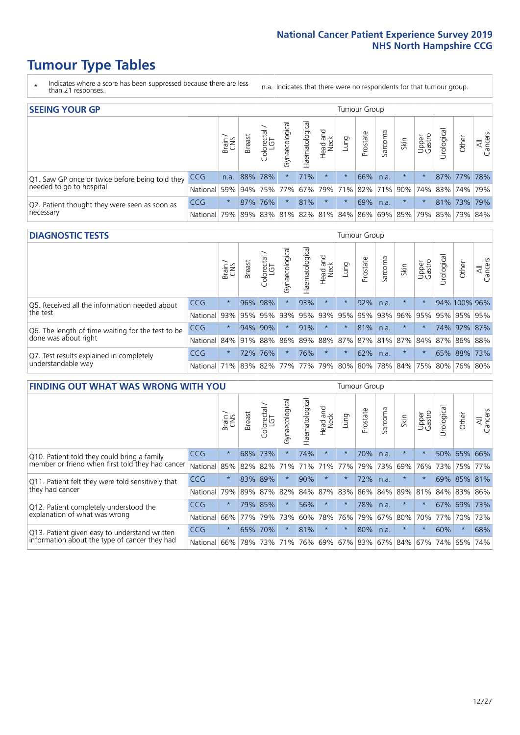# Tumour Type Tables

\* Indicates where a score has been suppressed because there are less than 21 responses.

n.a. Indicates that there were no respondents for that tumour group.

## SEEING YOUR GP

| | | Brain / CNS | Breast | Colorectal / LGT | Gynaecological | Haematological | Head and Neck | Lung | Prostate | Sarcoma | Skin | Upper Gastro | Urological | Other | All Cancers |
|---|---|---|---|---|---|---|---|---|---|---|---|---|---|---|---|
| Q1. Saw GP once or twice before being told they needed to go to hospital | CCG | n.a. | 88% | 78% | * | 71% | * | * | 66% | n.a. | * | * | 87% | 77% | 78% |
| | National | 59% | 94% | 75% | 77% | 67% | 79% | 71% | 82% | 71% | 90% | 74% | 83% | 74% | 79% |
| Q2. Patient thought they were seen as soon as necessary | CCG | * | 87% | 76% | * | 81% | * | * | 69% | n.a. | * | * | 81% | 73% | 79% |
| | National | 79% | 89% | 83% | 81% | 82% | 81% | 84% | 86% | 69% | 85% | 79% | 85% | 79% | 84% |

## DIAGNOSTIC TESTS

| | | Brain / CNS | Breast | Colorectal / LGT | Gynaecological | Haematological | Head and Neck | Lung | Prostate | Sarcoma | Skin | Upper Gastro | Urological | Other | All Cancers |
|---|---|---|---|---|---|---|---|---|---|---|---|---|---|---|---|
| Q5. Received all the information needed about the test | CCG | * | 96% | 98% | * | 93% | * | * | 92% | n.a. | * | * | 94% | 100% | 96% |
| | National | 93% | 95% | 95% | 93% | 95% | 93% | 95% | 95% | 93% | 96% | 95% | 95% | 95% | 95% |
| Q6. The length of time waiting for the test to be done was about right | CCG | * | 94% | 90% | * | 91% | * | * | 81% | n.a. | * | * | 74% | 92% | 87% |
| | National | 84% | 91% | 88% | 86% | 89% | 88% | 87% | 87% | 81% | 87% | 84% | 87% | 86% | 88% |
| Q7. Test results explained in completely understandable way | CCG | * | 72% | 76% | * | 76% | * | * | 62% | n.a. | * | * | 65% | 88% | 73% |
| | National | 71% | 83% | 82% | 77% | 77% | 79% | 80% | 80% | 78% | 84% | 75% | 80% | 76% | 80% |

## FINDING OUT WHAT WAS WRONG WITH YOU

| | | Brain / CNS | Breast | Colorectal / LGT | Gynaecological | Haematological | Head and Neck | Lung | Prostate | Sarcoma | Skin | Upper Gastro | Urological | Other | All Cancers |
|---|---|---|---|---|---|---|---|---|---|---|---|---|---|---|---|
| Q10. Patient told they could bring a family member or friend when first told they had cancer | CCG | * | 68% | 73% | * | 74% | * | * | 70% | n.a. | * | * | 50% | 65% | 66% |
| | National | 85% | 82% | 82% | 71% | 71% | 71% | 77% | 79% | 73% | 69% | 76% | 73% | 75% | 77% |
| Q11. Patient felt they were told sensitively that they had cancer | CCG | * | 83% | 89% | * | 90% | * | * | 72% | n.a. | * | * | 69% | 85% | 81% |
| | National | 79% | 89% | 87% | 82% | 84% | 87% | 83% | 86% | 84% | 89% | 81% | 84% | 83% | 86% |
| Q12. Patient completely understood the explanation of what was wrong | CCG | * | 79% | 85% | * | 56% | * | * | 78% | n.a. | * | * | 67% | 69% | 73% |
| | National | 66% | 77% | 79% | 73% | 60% | 78% | 76% | 79% | 67% | 80% | 70% | 77% | 70% | 73% |
| Q13. Patient given easy to understand written information about the type of cancer they had | CCG | * | 65% | 70% | * | 81% | * | * | 80% | n.a. | * | * | 60% | * | 68% |
| | National | 66% | 78% | 73% | 71% | 76% | 69% | 67% | 83% | 67% | 84% | 67% | 74% | 65% | 74% |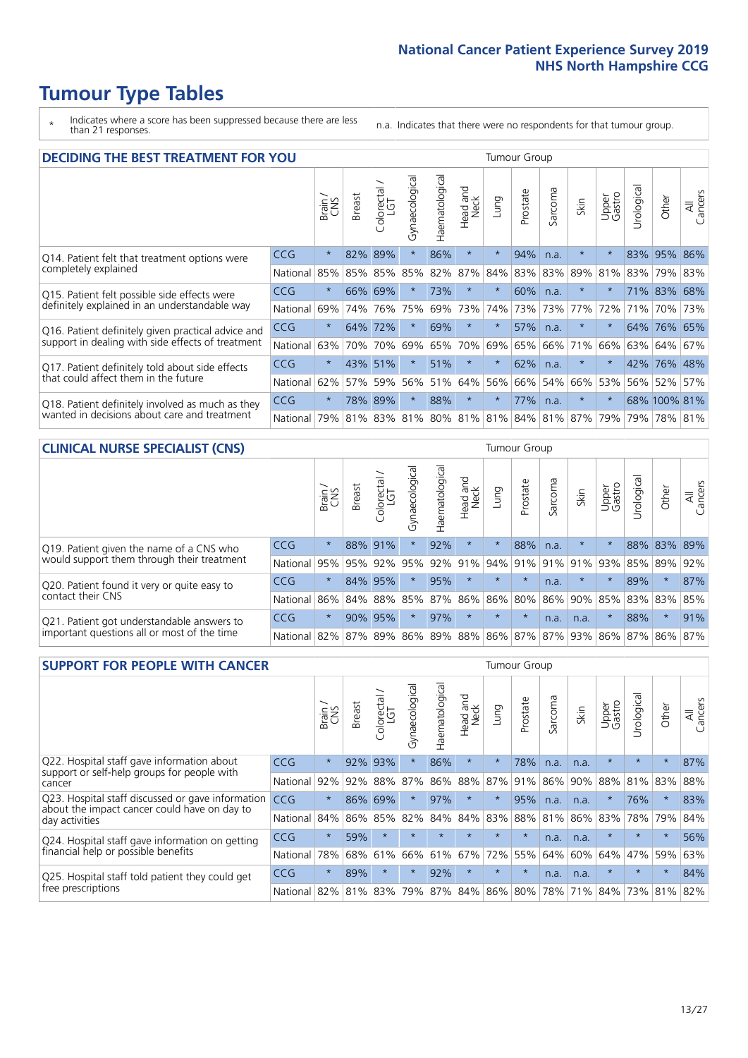# Tumour Type Tables

\* Indicates where a score has been suppressed because there are less than 21 responses.

n.a. Indicates that there were no respondents for that tumour group.

## DECIDING THE BEST TREATMENT FOR YOU

| | | Brain / CNS | Breast | Colorectal / LGT | Gynaecological | Haematological | Head and Neck | Lung | Prostate | Sarcoma | Skin | Upper Gastro | Urological | Other | All Cancers |
|---|---|---|---|---|---|---|---|---|---|---|---|---|---|---|---|
| Q14. Patient felt that treatment options were completely explained | CCG | * | 82% | 89% | * | 86% | * | * | 94% | n.a. | * | * | 83% | 95% | 86% |
| | National | 85% | 85% | 85% | 85% | 82% | 87% | 84% | 83% | 83% | 89% | 81% | 83% | 79% | 83% |
| Q15. Patient felt possible side effects were definitely explained in an understandable way | CCG | * | 66% | 69% | * | 73% | * | * | 60% | n.a. | * | * | 71% | 83% | 68% |
| | National | 69% | 74% | 76% | 75% | 69% | 73% | 74% | 73% | 73% | 77% | 72% | 71% | 70% | 73% |
| Q16. Patient definitely given practical advice and support in dealing with side effects of treatment | CCG | * | 64% | 72% | * | 69% | * | * | 57% | n.a. | * | * | 64% | 76% | 65% |
| | National | 63% | 70% | 70% | 69% | 65% | 70% | 69% | 65% | 66% | 71% | 66% | 63% | 64% | 67% |
| Q17. Patient definitely told about side effects that could affect them in the future | CCG | * | 43% | 51% | * | 51% | * | * | 62% | n.a. | * | * | 42% | 76% | 48% |
| | National | 62% | 57% | 59% | 56% | 51% | 64% | 56% | 66% | 54% | 66% | 53% | 56% | 52% | 57% |
| Q18. Patient definitely involved as much as they wanted in decisions about care and treatment | CCG | * | 78% | 89% | * | 88% | * | * | 77% | n.a. | * | * | 68% | 100% | 81% |
| | National | 79% | 81% | 83% | 81% | 80% | 81% | 81% | 84% | 81% | 87% | 79% | 79% | 78% | 81% |

## CLINICAL NURSE SPECIALIST (CNS)

| | | Brain / CNS | Breast | Colorectal / LGT | Gynaecological | Haematological | Head and Neck | Lung | Prostate | Sarcoma | Skin | Upper Gastro | Urological | Other | All Cancers |
|---|---|---|---|---|---|---|---|---|---|---|---|---|---|---|---|
| Q19. Patient given the name of a CNS who would support them through their treatment | CCG | * | 88% | 91% | * | 92% | * | * | 88% | n.a. | * | * | 88% | 83% | 89% |
| | National | 95% | 95% | 92% | 95% | 92% | 91% | 94% | 91% | 91% | 91% | 93% | 85% | 89% | 92% |
| Q20. Patient found it very or quite easy to contact their CNS | CCG | * | 84% | 95% | * | 95% | * | * | * | n.a. | * | * | 89% | * | 87% |
| | National | 86% | 84% | 88% | 85% | 87% | 86% | 86% | 80% | 86% | 90% | 85% | 83% | 83% | 85% |
| Q21. Patient got understandable answers to important questions all or most of the time | CCG | * | 90% | 95% | * | 97% | * | * | * | n.a. | n.a. | * | 88% | * | 91% |
| | National | 82% | 87% | 89% | 86% | 89% | 88% | 86% | 87% | 87% | 93% | 86% | 87% | 86% | 87% |

## SUPPORT FOR PEOPLE WITH CANCER

| | | Brain / CNS | Breast | Colorectal / LGT | Gynaecological | Haematological | Head and Neck | Lung | Prostate | Sarcoma | Skin | Upper Gastro | Urological | Other | All Cancers |
|---|---|---|---|---|---|---|---|---|---|---|---|---|---|---|---|
| Q22. Hospital staff gave information about support or self-help groups for people with cancer | CCG | * | 92% | 93% | * | 86% | * | * | 78% | n.a. | n.a. | * | * | * | 87% |
| | National | 92% | 92% | 88% | 87% | 86% | 88% | 87% | 91% | 86% | 90% | 88% | 81% | 83% | 88% |
| Q23. Hospital staff discussed or gave information about the impact cancer could have on day to day activities | CCG | * | 86% | 69% | * | 97% | * | * | 95% | n.a. | n.a. | * | 76% | * | 83% |
| | National | 84% | 86% | 85% | 82% | 84% | 84% | 83% | 88% | 81% | 86% | 83% | 78% | 79% | 84% |
| Q24. Hospital staff gave information on getting financial help or possible benefits | CCG | * | 59% | * | * | * | * | * | * | n.a. | n.a. | * | * | * | 56% |
| | National | 78% | 68% | 61% | 66% | 61% | 67% | 72% | 55% | 64% | 60% | 64% | 47% | 59% | 63% |
| Q25. Hospital staff told patient they could get free prescriptions | CCG | * | 89% | * | * | 92% | * | * | * | n.a. | n.a. | * | * | * | 84% |
| | National | 82% | 81% | 83% | 79% | 87% | 84% | 86% | 80% | 78% | 71% | 84% | 73% | 81% | 82% |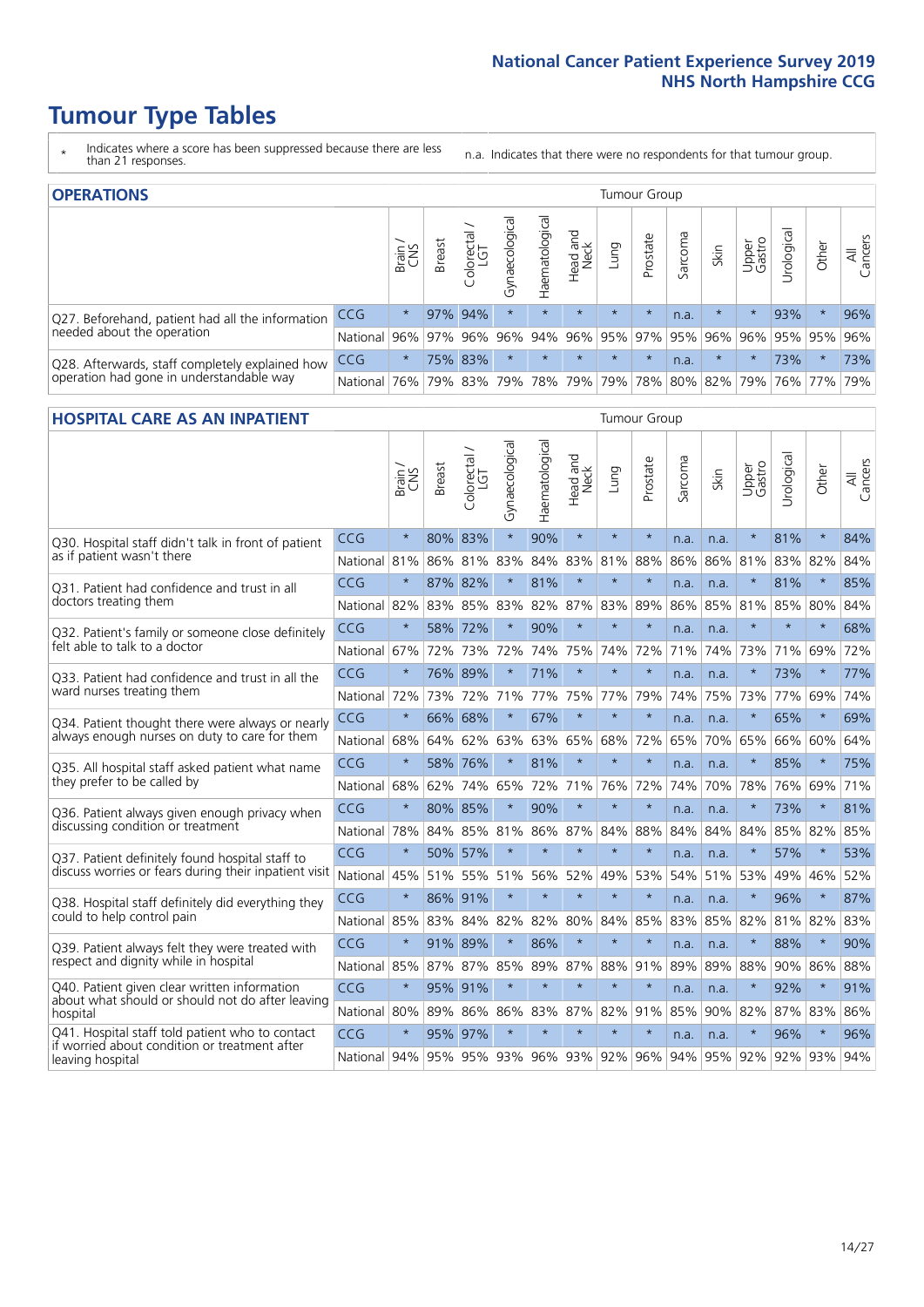# Tumour Type Tables

\* Indicates where a score has been suppressed because there are less than 21 responses.

n.a. Indicates that there were no respondents for that tumour group.

## OPERATIONS

| | | Brain / CNS | Breast | Colorectal / LGT | Gynaecological | Haematological | Head and Neck | Lung | Prostate | Sarcoma | Skin | Upper Gastro | Urological | Other | All Cancers |
|---|---|---|---|---|---|---|---|---|---|---|---|---|---|---|---|
| Q27. Beforehand, patient had all the information needed about the operation | CCG | * | 97% | 94% | * | * | * | * | * | n.a. | * | * | 93% | * | 96% |
| | National | 96% | 97% | 96% | 96% | 94% | 96% | 95% | 97% | 95% | 96% | 96% | 95% | 95% | 96% |
| Q28. Afterwards, staff completely explained how operation had gone in understandable way | CCG | * | 75% | 83% | * | * | * | * | * | n.a. | * | * | 73% | * | 73% |
| | National | 76% | 79% | 83% | 79% | 78% | 79% | 79% | 78% | 80% | 82% | 79% | 76% | 77% | 79% |

## HOSPITAL CARE AS AN INPATIENT

| | | Brain / CNS | Breast | Colorectal / LGT | Gynaecological | Haematological | Head and Neck | Lung | Prostate | Sarcoma | Skin | Upper Gastro | Urological | Other | All Cancers |
|---|---|---|---|---|---|---|---|---|---|---|---|---|---|---|---|
| Q30. Hospital staff didn't talk in front of patient as if patient wasn't there | CCG | * | 80% | 83% | * | 90% | * | * | * | n.a. | n.a. | * | 81% | * | 84% |
| | National | 81% | 86% | 81% | 83% | 84% | 83% | 81% | 88% | 86% | 86% | 81% | 83% | 82% | 84% |
| Q31. Patient had confidence and trust in all doctors treating them | CCG | * | 87% | 82% | * | 81% | * | * | * | n.a. | n.a. | * | 81% | * | 85% |
| | National | 82% | 83% | 85% | 83% | 82% | 87% | 83% | 89% | 86% | 85% | 81% | 85% | 80% | 84% |
| Q32. Patient's family or someone close definitely felt able to talk to a doctor | CCG | * | 58% | 72% | * | 90% | * | * | * | n.a. | n.a. | * | * | * | 68% |
| | National | 67% | 72% | 73% | 72% | 74% | 75% | 74% | 72% | 71% | 74% | 73% | 71% | 69% | 72% |
| Q33. Patient had confidence and trust in all the ward nurses treating them | CCG | * | 76% | 89% | * | 71% | * | * | * | n.a. | n.a. | * | 73% | * | 77% |
| | National | 72% | 73% | 72% | 71% | 77% | 75% | 77% | 79% | 74% | 75% | 73% | 77% | 69% | 74% |
| Q34. Patient thought there were always or nearly always enough nurses on duty to care for them | CCG | * | 66% | 68% | * | 67% | * | * | * | n.a. | n.a. | * | 65% | * | 69% |
| | National | 68% | 64% | 62% | 63% | 63% | 65% | 68% | 72% | 65% | 70% | 65% | 66% | 60% | 64% |
| Q35. All hospital staff asked patient what name they prefer to be called by | CCG | * | 58% | 76% | * | 81% | * | * | * | n.a. | n.a. | * | 85% | * | 75% |
| | National | 68% | 62% | 74% | 65% | 72% | 71% | 76% | 72% | 74% | 70% | 78% | 76% | 69% | 71% |
| Q36. Patient always given enough privacy when discussing condition or treatment | CCG | * | 80% | 85% | * | 90% | * | * | * | n.a. | n.a. | * | 73% | * | 81% |
| | National | 78% | 84% | 85% | 81% | 86% | 87% | 84% | 88% | 84% | 84% | 84% | 85% | 82% | 85% |
| Q37. Patient definitely found hospital staff to discuss worries or fears during their inpatient visit | CCG | * | 50% | 57% | * | * | * | * | * | n.a. | n.a. | * | 57% | * | 53% |
| | National | 45% | 51% | 55% | 51% | 56% | 52% | 49% | 53% | 54% | 51% | 53% | 49% | 46% | 52% |
| Q38. Hospital staff definitely did everything they could to help control pain | CCG | * | 86% | 91% | * | * | * | * | * | n.a. | n.a. | * | 96% | * | 87% |
| | National | 85% | 83% | 84% | 82% | 82% | 80% | 84% | 85% | 83% | 85% | 82% | 81% | 82% | 83% |
| Q39. Patient always felt they were treated with respect and dignity while in hospital | CCG | * | 91% | 89% | * | 86% | * | * | * | n.a. | n.a. | * | 88% | * | 90% |
| | National | 85% | 87% | 87% | 85% | 89% | 87% | 88% | 91% | 89% | 89% | 88% | 90% | 86% | 88% |
| Q40. Patient given clear written information about what should or should not do after leaving hospital | CCG | * | 95% | 91% | * | * | * | * | * | n.a. | n.a. | * | 92% | * | 91% |
| | National | 80% | 89% | 86% | 86% | 83% | 87% | 82% | 91% | 85% | 90% | 82% | 87% | 83% | 86% |
| Q41. Hospital staff told patient who to contact if worried about condition or treatment after leaving hospital | CCG | * | 95% | 97% | * | * | * | * | * | n.a. | n.a. | * | 96% | * | 96% |
| | National | 94% | 95% | 95% | 93% | 96% | 93% | 92% | 96% | 94% | 95% | 92% | 92% | 93% | 94% |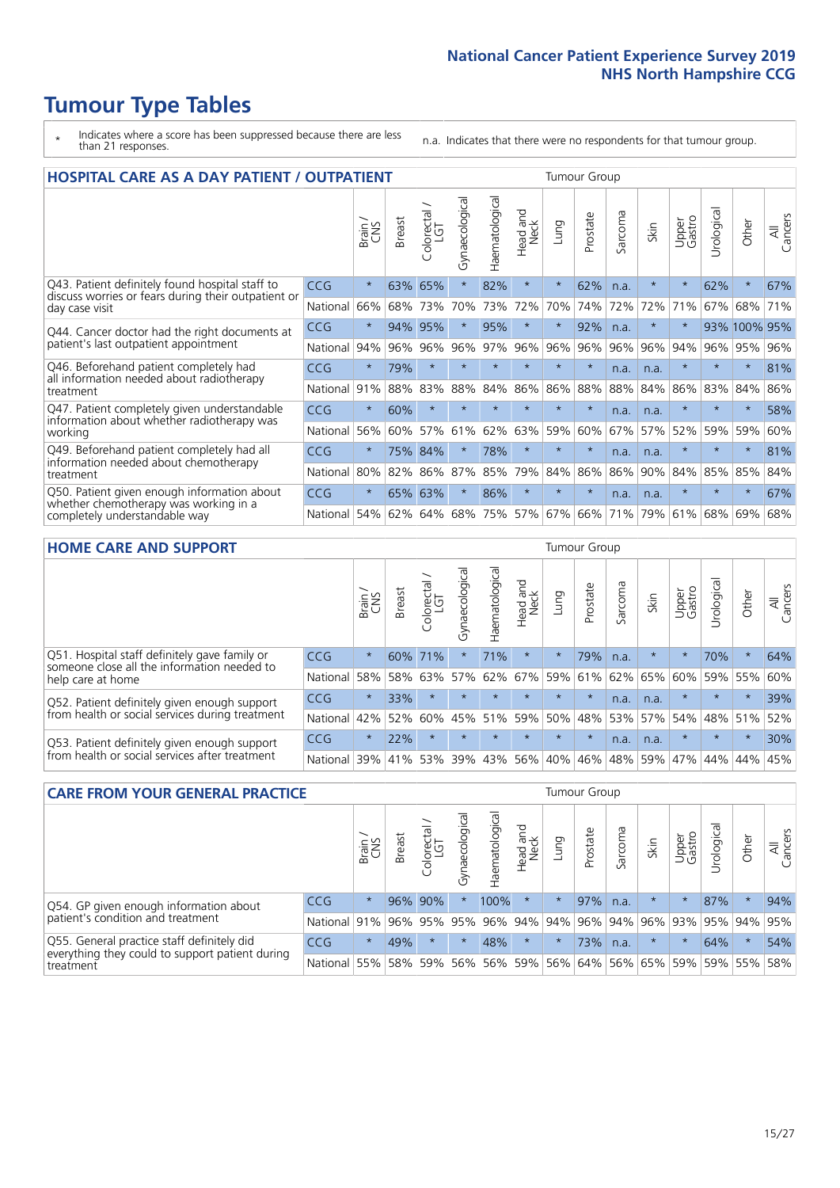# Tumour Type Tables

\* Indicates where a score has been suppressed because there are less than 21 responses.

n.a. Indicates that there were no respondents for that tumour group.

## HOSPITAL CARE AS A DAY PATIENT / OUTPATIENT

| | | Brain / CNS | Breast | Colorectal / LGT | Gynaecological | Haematological | Head and Neck | Lung | Prostate | Sarcoma | Skin | Upper Gastro | Urological | Other | All Cancers |
|---|---|---|---|---|---|---|---|---|---|---|---|---|---|---|---|
| Q43. Patient definitely found hospital staff to discuss worries or fears during their outpatient or day case visit | CCG | * | 63% | 65% | * | 82% | * | * | 62% | n.a. | * | * | 62% | * | 67% |
| | National | 66% | 68% | 73% | 70% | 73% | 72% | 70% | 74% | 72% | 72% | 71% | 67% | 68% | 71% |
| Q44. Cancer doctor had the right documents at patient's last outpatient appointment | CCG | * | 94% | 95% | * | 95% | * | * | 92% | n.a. | * | * | 93% | 100% | 95% |
| | National | 94% | 96% | 96% | 96% | 97% | 96% | 96% | 96% | 96% | 96% | 94% | 96% | 95% | 96% |
| Q46. Beforehand patient completely had all information needed about radiotherapy treatment | CCG | * | 79% | * | * | * | * | * | * | n.a. | n.a. | * | * | * | 81% |
| | National | 91% | 88% | 83% | 88% | 84% | 86% | 86% | 88% | 88% | 84% | 86% | 83% | 84% | 86% |
| Q47. Patient completely given understandable information about whether radiotherapy was working | CCG | * | 60% | * | * | * | * | * | * | n.a. | n.a. | * | * | * | 58% |
| | National | 56% | 60% | 57% | 61% | 62% | 63% | 59% | 60% | 67% | 57% | 52% | 59% | 59% | 60% |
| Q49. Beforehand patient completely had all information needed about chemotherapy treatment | CCG | * | 75% | 84% | * | 78% | * | * | * | n.a. | n.a. | * | * | * | 81% |
| | National | 80% | 82% | 86% | 87% | 85% | 79% | 84% | 86% | 86% | 90% | 84% | 85% | 85% | 84% |
| Q50. Patient given enough information about whether chemotherapy was working in a completely understandable way | CCG | * | 65% | 63% | * | 86% | * | * | * | n.a. | n.a. | * | * | * | 67% |
| | National | 54% | 62% | 64% | 68% | 75% | 57% | 67% | 66% | 71% | 79% | 61% | 68% | 69% | 68% |

## HOME CARE AND SUPPORT

| | | Brain / CNS | Breast | Colorectal / LGT | Gynaecological | Haematological | Head and Neck | Lung | Prostate | Sarcoma | Skin | Upper Gastro | Urological | Other | All Cancers |
|---|---|---|---|---|---|---|---|---|---|---|---|---|---|---|---|
| Q51. Hospital staff definitely gave family or someone close all the information needed to help care at home | CCG | * | 60% | 71% | * | 71% | * | * | 79% | n.a. | * | * | 70% | * | 64% |
| | National | 58% | 58% | 63% | 57% | 62% | 67% | 59% | 61% | 62% | 65% | 60% | 59% | 55% | 60% |
| Q52. Patient definitely given enough support from health or social services during treatment | CCG | * | 33% | * | * | * | * | * | * | n.a. | n.a. | * | * | * | 39% |
| | National | 42% | 52% | 60% | 45% | 51% | 59% | 50% | 48% | 53% | 57% | 54% | 48% | 51% | 52% |
| Q53. Patient definitely given enough support from health or social services after treatment | CCG | * | 22% | * | * | * | * | * | * | n.a. | n.a. | * | * | * | 30% |
| | National | 39% | 41% | 53% | 39% | 43% | 56% | 40% | 46% | 48% | 59% | 47% | 44% | 44% | 45% |

## CARE FROM YOUR GENERAL PRACTICE

| | | Brain / CNS | Breast | Colorectal / LGT | Gynaecological | Haematological | Head and Neck | Lung | Prostate | Sarcoma | Skin | Upper Gastro | Urological | Other | All Cancers |
|---|---|---|---|---|---|---|---|---|---|---|---|---|---|---|---|
| Q54. GP given enough information about patient's condition and treatment | CCG | * | 96% | 90% | * | 100% | * | * | 97% | n.a. | * | * | 87% | * | 94% |
| | National | 91% | 96% | 95% | 95% | 96% | 94% | 94% | 96% | 94% | 96% | 93% | 95% | 94% | 95% |
| Q55. General practice staff definitely did everything they could to support patient during treatment | CCG | * | 49% | * | * | 48% | * | * | 73% | n.a. | * | * | 64% | * | 54% |
| | National | 55% | 58% | 59% | 56% | 56% | 59% | 56% | 64% | 56% | 65% | 59% | 59% | 55% | 58% |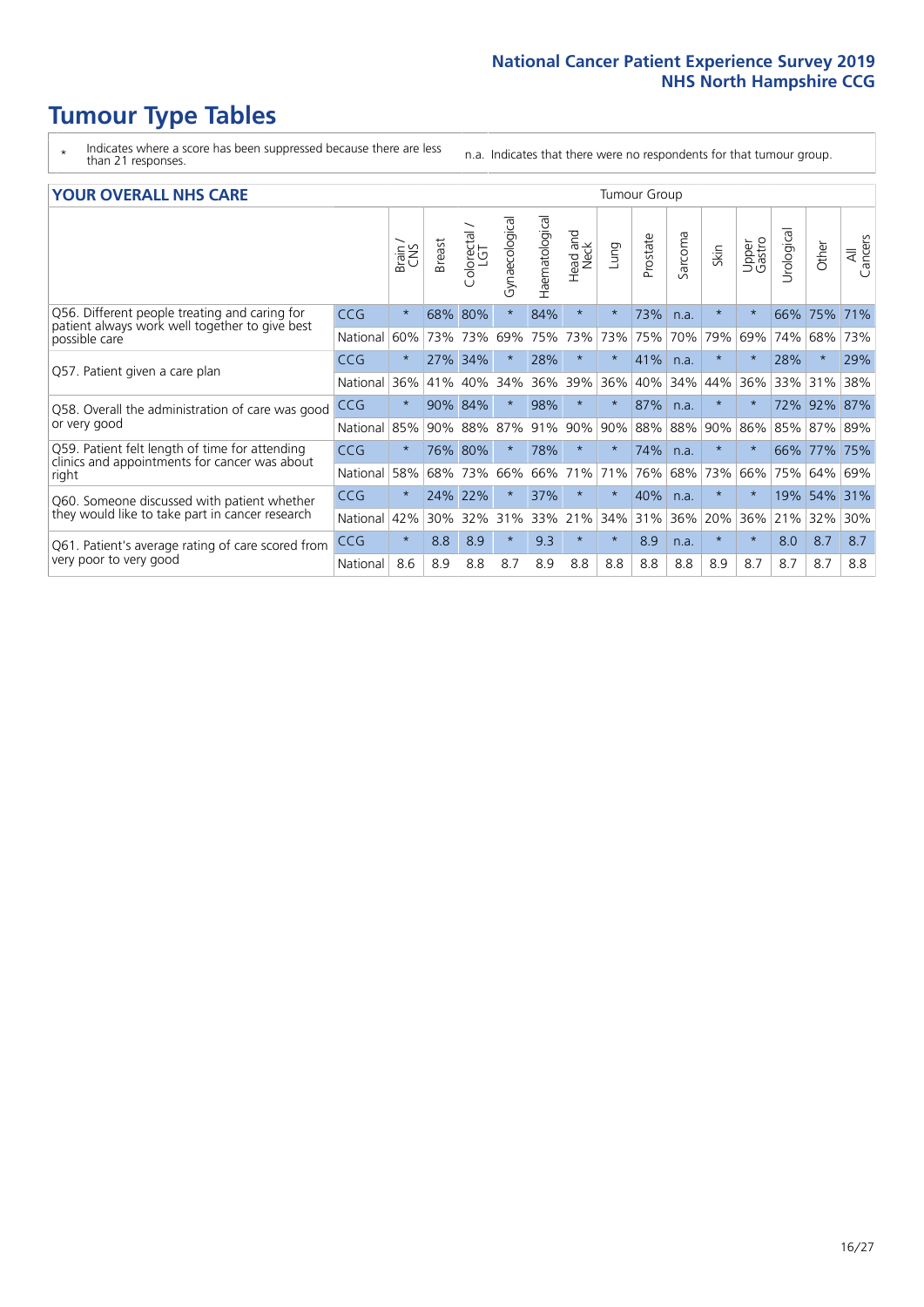# Tumour Type Tables

\* Indicates where a score has been suppressed because there are less than 21 responses.

n.a. Indicates that there were no respondents for that tumour group.

## YOUR OVERALL NHS CARE

| | | Brain / CNS | Breast | Colorectal / LGT | Gynaecological | Haematological | Head and Neck | Lung | Prostate | Sarcoma | Skin | Upper Gastro | Urological | Other | All Cancers |
|---|---|---|---|---|---|---|---|---|---|---|---|---|---|---|---|
| Q56. Different people treating and caring for patient always work well together to give best possible care | CCG | * | 68% | 80% | * | 84% | * | * | 73% | n.a. | * | * | 66% | 75% | 71% |
| | National | 60% | 73% | 73% | 69% | 75% | 73% | 73% | 75% | 70% | 79% | 69% | 74% | 68% | 73% |
| Q57. Patient given a care plan | CCG | * | 27% | 34% | * | 28% | * | * | 41% | n.a. | * | * | 28% | * | 29% |
| | National | 36% | 41% | 40% | 34% | 36% | 39% | 36% | 40% | 34% | 44% | 36% | 33% | 31% | 38% |
| Q58. Overall the administration of care was good or very good | CCG | * | 90% | 84% | * | 98% | * | * | 87% | n.a. | * | * | 72% | 92% | 87% |
| | National | 85% | 90% | 88% | 87% | 91% | 90% | 90% | 88% | 88% | 90% | 86% | 85% | 87% | 89% |
| Q59. Patient felt length of time for attending clinics and appointments for cancer was about right | CCG | * | 76% | 80% | * | 78% | * | * | 74% | n.a. | * | * | 66% | 77% | 75% |
| | National | 58% | 68% | 73% | 66% | 66% | 71% | 71% | 76% | 68% | 73% | 66% | 75% | 64% | 69% |
| Q60. Someone discussed with patient whether they would like to take part in cancer research | CCG | * | 24% | 22% | * | 37% | * | * | 40% | n.a. | * | * | 19% | 54% | 31% |
| | National | 42% | 30% | 32% | 31% | 33% | 21% | 34% | 31% | 36% | 20% | 36% | 21% | 32% | 30% |
| Q61. Patient's average rating of care scored from very poor to very good | CCG | * | 8.8 | 8.9 | * | 9.3 | * | * | 8.9 | n.a. | * | * | 8.0 | 8.7 | 8.7 |
| | National | 8.6 | 8.9 | 8.8 | 8.7 | 8.9 | 8.8 | 8.8 | 8.8 | 8.8 | 8.9 | 8.7 | 8.7 | 8.7 | 8.8 |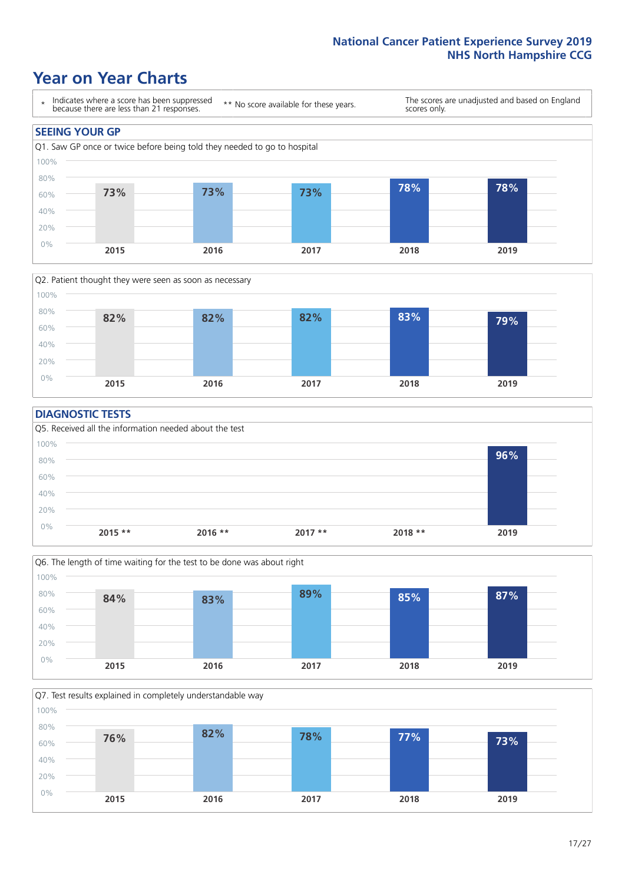# Year on Year Charts

\* Indicates where a score has been suppressed because there are less than 21 responses.

** No score available for these years.

The scores are unadjusted and based on England scores only.

## SEEING YOUR GP

Q1. Saw GP once or twice before being told they needed to go to hospital

| 2015 | 2016 | 2017 | 2018 | 2019 |
|---|---|---|---|---|
| 73% | 73% | 73% | 78% | 78% |

Q2. Patient thought they were seen as soon as necessary

| 2015 | 2016 | 2017 | 2018 | 2019 |
|---|---|---|---|---|
| 82% | 82% | 82% | 83% | 79% |

## DIAGNOSTIC TESTS

Q5. Received all the information needed about the test

| 2015 ** | 2016 ** | 2017 ** | 2018 ** | 2019 |
|---|---|---|---|---|
| | | | | 96% |

Q6. The length of time waiting for the test to be done was about right

| 2015 | 2016 | 2017 | 2018 | 2019 |
|---|---|---|---|---|
| 84% | 83% | 89% | 85% | 87% |

Q7. Test results explained in completely understandable way

| 2015 | 2016 | 2017 | 2018 | 2019 |
|---|---|---|---|---|
| 76% | 82% | 78% | 77% | 73% |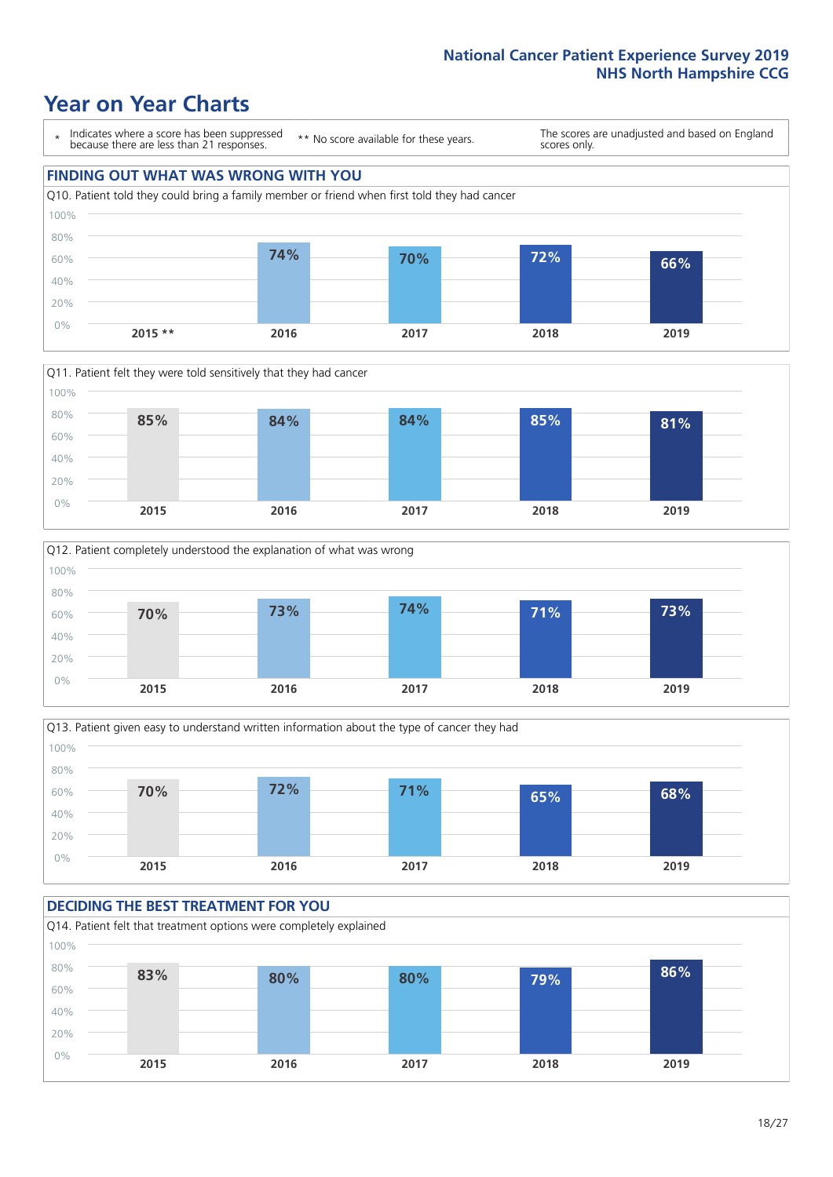## Year on Year Charts

\* Indicates where a score has been suppressed because there are less than 21 responses.

\*\* No score available for these years.

The scores are unadjusted and based on England scores only.

### FINDING OUT WHAT WAS WRONG WITH YOU

Q10. Patient told they could bring a family member or friend when first told they had cancer

| 2015 ** | 2016 | 2017 | 2018 | 2019 |
|---|---|---|---|---|
| | 74% | 70% | 72% | 66% |

Q11. Patient felt they were told sensitively that they had cancer

| 2015 | 2016 | 2017 | 2018 | 2019 |
|---|---|---|---|---|
| 85% | 84% | 84% | 85% | 81% |

Q12. Patient completely understood the explanation of what was wrong

| 2015 | 2016 | 2017 | 2018 | 2019 |
|---|---|---|---|---|
| 70% | 73% | 74% | 71% | 73% |

Q13. Patient given easy to understand written information about the type of cancer they had

| 2015 | 2016 | 2017 | 2018 | 2019 |
|---|---|---|---|---|
| 70% | 72% | 71% | 65% | 68% |

### DECIDING THE BEST TREATMENT FOR YOU

Q14. Patient felt that treatment options were completely explained

| 2015 | 2016 | 2017 | 2018 | 2019 |
|---|---|---|---|---|
| 83% | 80% | 80% | 79% | 86% |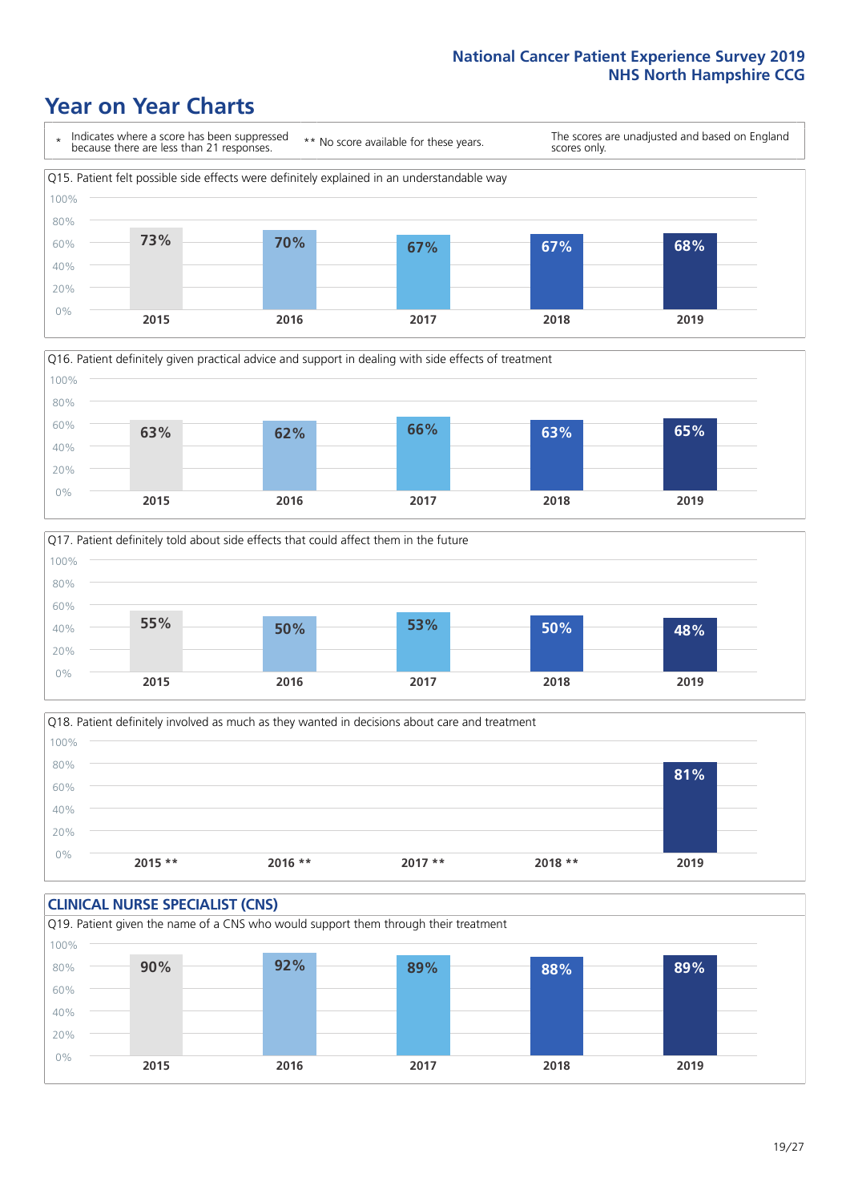# Year on Year Charts

\* Indicates where a score has been suppressed because there are less than 21 responses.

** No score available for these years.

The scores are unadjusted and based on England scores only.

Q15. Patient felt possible side effects were definitely explained in an understandable way

| 2015 | 2016 | 2017 | 2018 | 2019 |
|---|---|---|---|---|
| 73% | 70% | 67% | 67% | 68% |

Q16. Patient definitely given practical advice and support in dealing with side effects of treatment

| 2015 | 2016 | 2017 | 2018 | 2019 |
|---|---|---|---|---|
| 63% | 62% | 66% | 63% | 65% |

Q17. Patient definitely told about side effects that could affect them in the future

| 2015 | 2016 | 2017 | 2018 | 2019 |
|---|---|---|---|---|
| 55% | 50% | 53% | 50% | 48% |

Q18. Patient definitely involved as much as they wanted in decisions about care and treatment

| 2015 ** | 2016 ** | 2017 ** | 2018 ** | 2019 |
|---|---|---|---|---|
| | | | | 81% |

## CLINICAL NURSE SPECIALIST (CNS)

Q19. Patient given the name of a CNS who would support them through their treatment

| 2015 | 2016 | 2017 | 2018 | 2019 |
|---|---|---|---|---|
| 90% | 92% | 89% | 88% | 89% |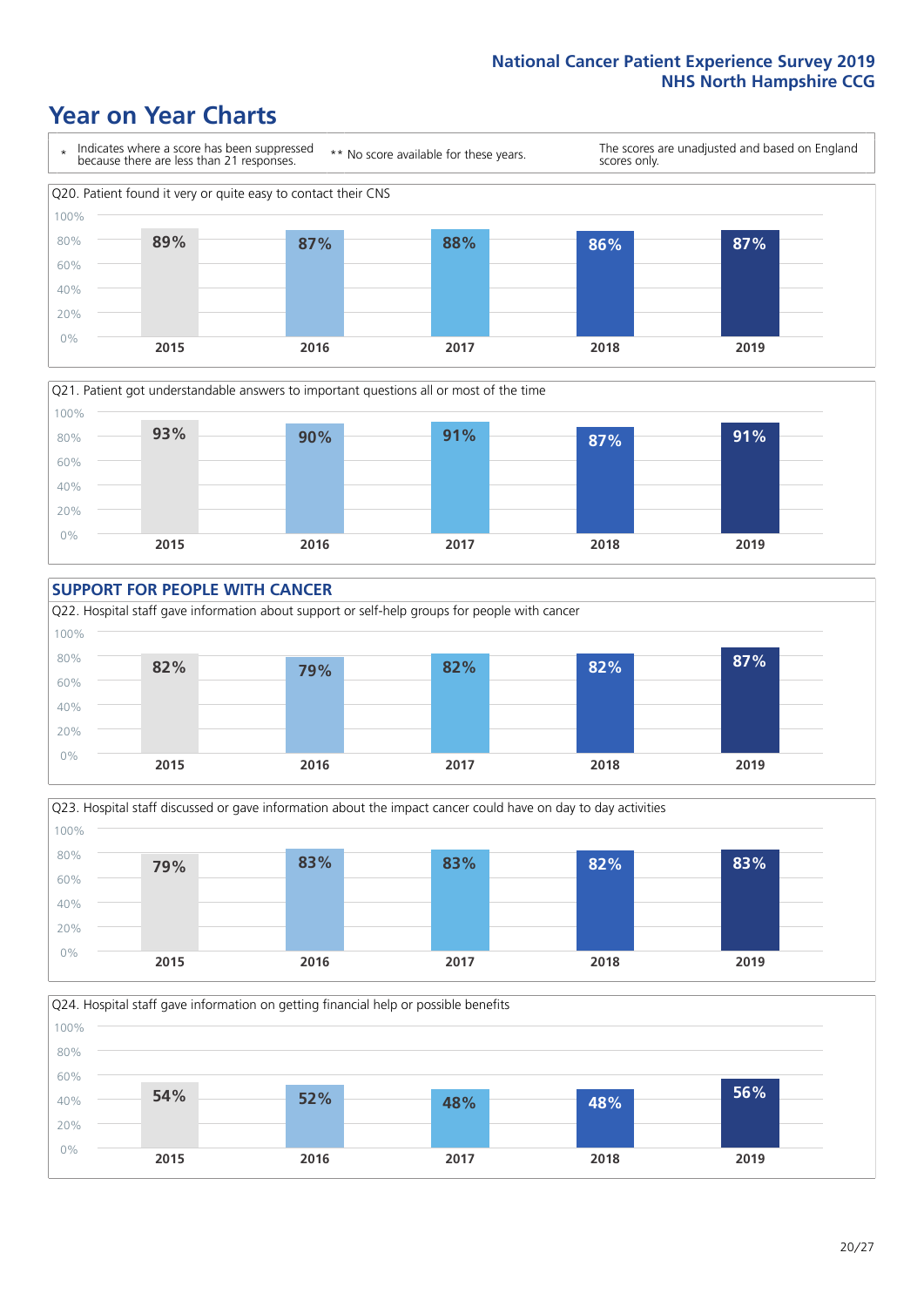# Year on Year Charts

\* Indicates where a score has been suppressed because there are less than 21 responses.

\*\* No score available for these years.

The scores are unadjusted and based on England scores only.

Q20. Patient found it very or quite easy to contact their CNS

| 2015 | 2016 | 2017 | 2018 | 2019 |
|---|---|---|---|---|
| 89% | 87% | 88% | 86% | 87% |

Q21. Patient got understandable answers to important questions all or most of the time

| 2015 | 2016 | 2017 | 2018 | 2019 |
|---|---|---|---|---|
| 93% | 90% | 91% | 87% | 91% |

## SUPPORT FOR PEOPLE WITH CANCER

Q22. Hospital staff gave information about support or self-help groups for people with cancer

| 2015 | 2016 | 2017 | 2018 | 2019 |
|---|---|---|---|---|
| 82% | 79% | 82% | 82% | 87% |

Q23. Hospital staff discussed or gave information about the impact cancer could have on day to day activities

| 2015 | 2016 | 2017 | 2018 | 2019 |
|---|---|---|---|---|
| 79% | 83% | 83% | 82% | 83% |

Q24. Hospital staff gave information on getting financial help or possible benefits

| 2015 | 2016 | 2017 | 2018 | 2019 |
|---|---|---|---|---|
| 54% | 52% | 48% | 48% | 56% |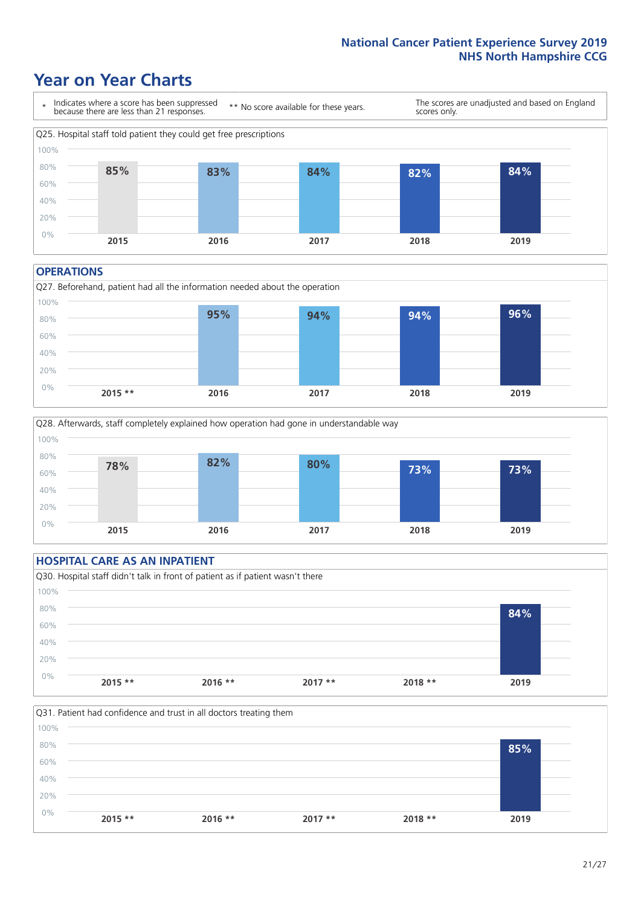# Year on Year Charts

\* Indicates where a score has been suppressed because there are less than 21 responses.

** No score available for these years.

The scores are unadjusted and based on England scores only.

Q25. Hospital staff told patient they could get free prescriptions

| 2015 | 2016 | 2017 | 2018 | 2019 |
|---|---|---|---|---|
| 85% | 83% | 84% | 82% | 84% |

## OPERATIONS

Q27. Beforehand, patient had all the information needed about the operation

| 2015 ** | 2016 | 2017 | 2018 | 2019 |
|---|---|---|---|---|
| | 95% | 94% | 94% | 96% |

Q28. Afterwards, staff completely explained how operation had gone in understandable way

| 2015 | 2016 | 2017 | 2018 | 2019 |
|---|---|---|---|---|
| 78% | 82% | 80% | 73% | 73% |

## HOSPITAL CARE AS AN INPATIENT

Q30. Hospital staff didn't talk in front of patient as if patient wasn't there

| 2015 ** | 2016 ** | 2017 ** | 2018 ** | 2019 |
|---|---|---|---|---|
| | | | | 84% |

Q31. Patient had confidence and trust in all doctors treating them

| 2015 ** | 2016 ** | 2017 ** | 2018 ** | 2019 |
|---|---|---|---|---|
| | | | | 85% |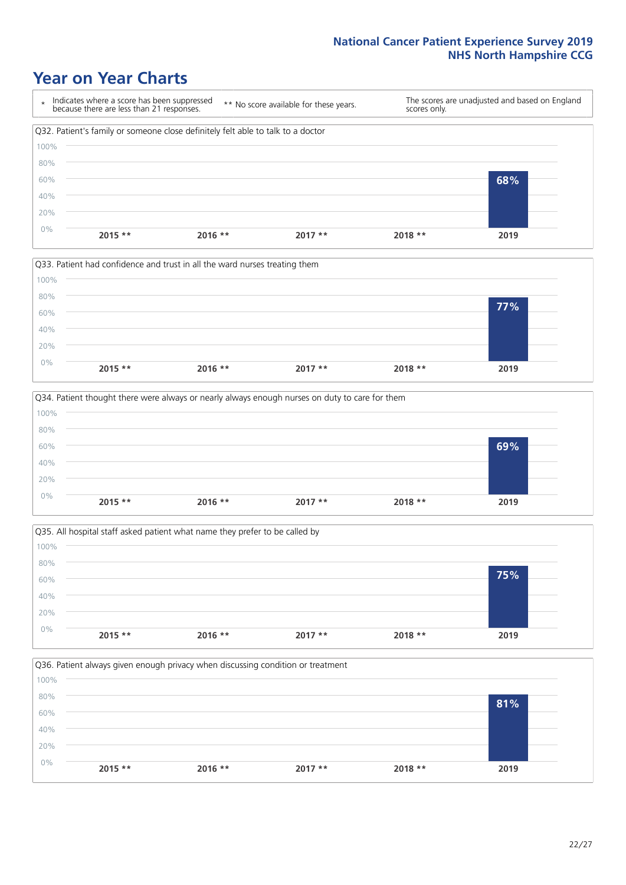# Year on Year Charts

| * Indicates where a score has been suppressed because there are less than 21 responses. | ** No score available for these years. | The scores are unadjusted and based on England scores only. |
|---|---|---|

### Q32. Patient's family or someone close definitely felt able to talk to a doctor

| 2015 ** | 2016 ** | 2017 ** | 2018 ** | 2019 |
|---|---|---|---|---|
| | | | | 68% |

### Q33. Patient had confidence and trust in all the ward nurses treating them

| 2015 ** | 2016 ** | 2017 ** | 2018 ** | 2019 |
|---|---|---|---|---|
| | | | | 77% |

### Q34. Patient thought there were always or nearly always enough nurses on duty to care for them

| 2015 ** | 2016 ** | 2017 ** | 2018 ** | 2019 |
|---|---|---|---|---|
| | | | | 69% |

### Q35. All hospital staff asked patient what name they prefer to be called by

| 2015 ** | 2016 ** | 2017 ** | 2018 ** | 2019 |
|---|---|---|---|---|
| | | | | 75% |

### Q36. Patient always given enough privacy when discussing condition or treatment

| 2015 ** | 2016 ** | 2017 ** | 2018 ** | 2019 |
|---|---|---|---|---|
| | | | | 81% |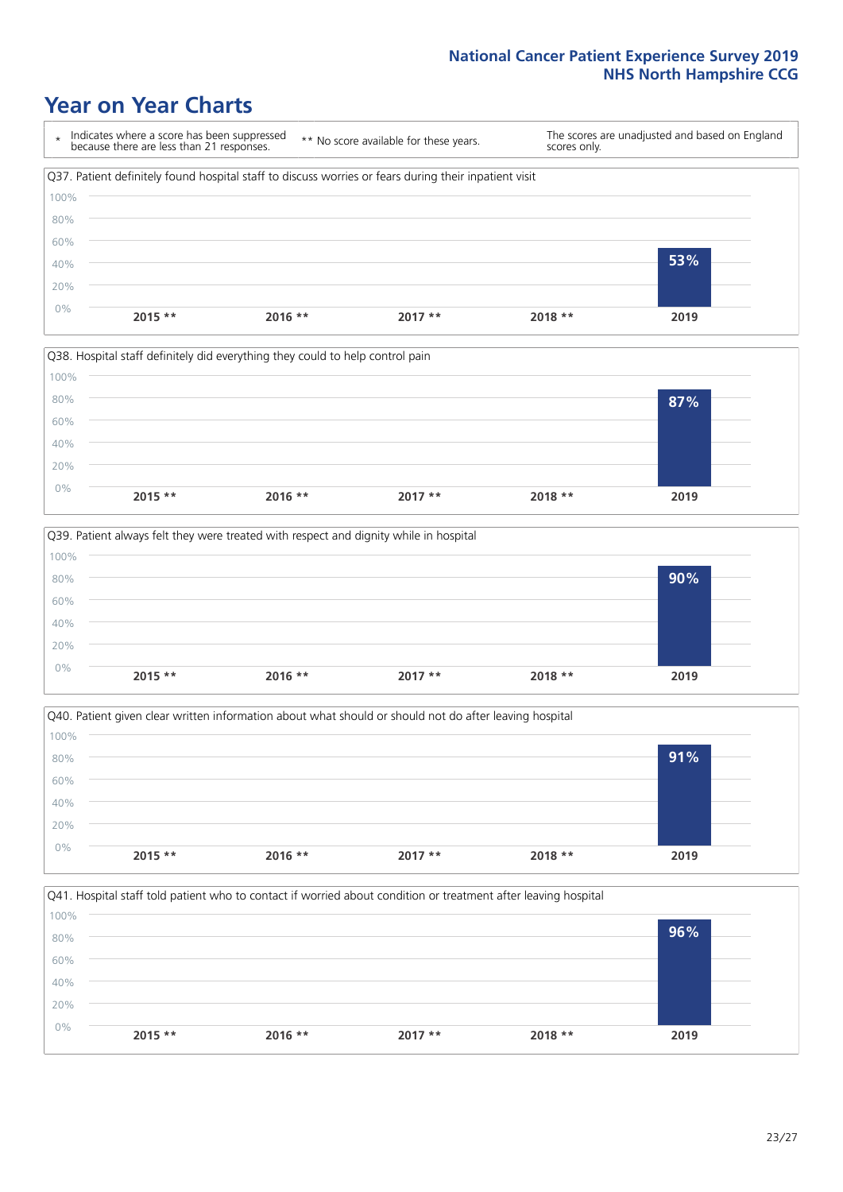# Year on Year Charts

\* Indicates where a score has been suppressed because there are less than 21 responses.

\*\* No score available for these years.

The scores are unadjusted and based on England scores only.

Q37. Patient definitely found hospital staff to discuss worries or fears during their inpatient visit

| 2015 ** | 2016 ** | 2017 ** | 2018 ** | 2019 |
|---|---|---|---|---|
| | | | | 53% |

Q38. Hospital staff definitely did everything they could to help control pain

| 2015 ** | 2016 ** | 2017 ** | 2018 ** | 2019 |
|---|---|---|---|---|
| | | | | 87% |

Q39. Patient always felt they were treated with respect and dignity while in hospital

| 2015 ** | 2016 ** | 2017 ** | 2018 ** | 2019 |
|---|---|---|---|---|
| | | | | 90% |

Q40. Patient given clear written information about what should or should not do after leaving hospital

| 2015 ** | 2016 ** | 2017 ** | 2018 ** | 2019 |
|---|---|---|---|---|
| | | | | 91% |

Q41. Hospital staff told patient who to contact if worried about condition or treatment after leaving hospital

| 2015 ** | 2016 ** | 2017 ** | 2018 ** | 2019 |
|---|---|---|---|---|
| | | | | 96% |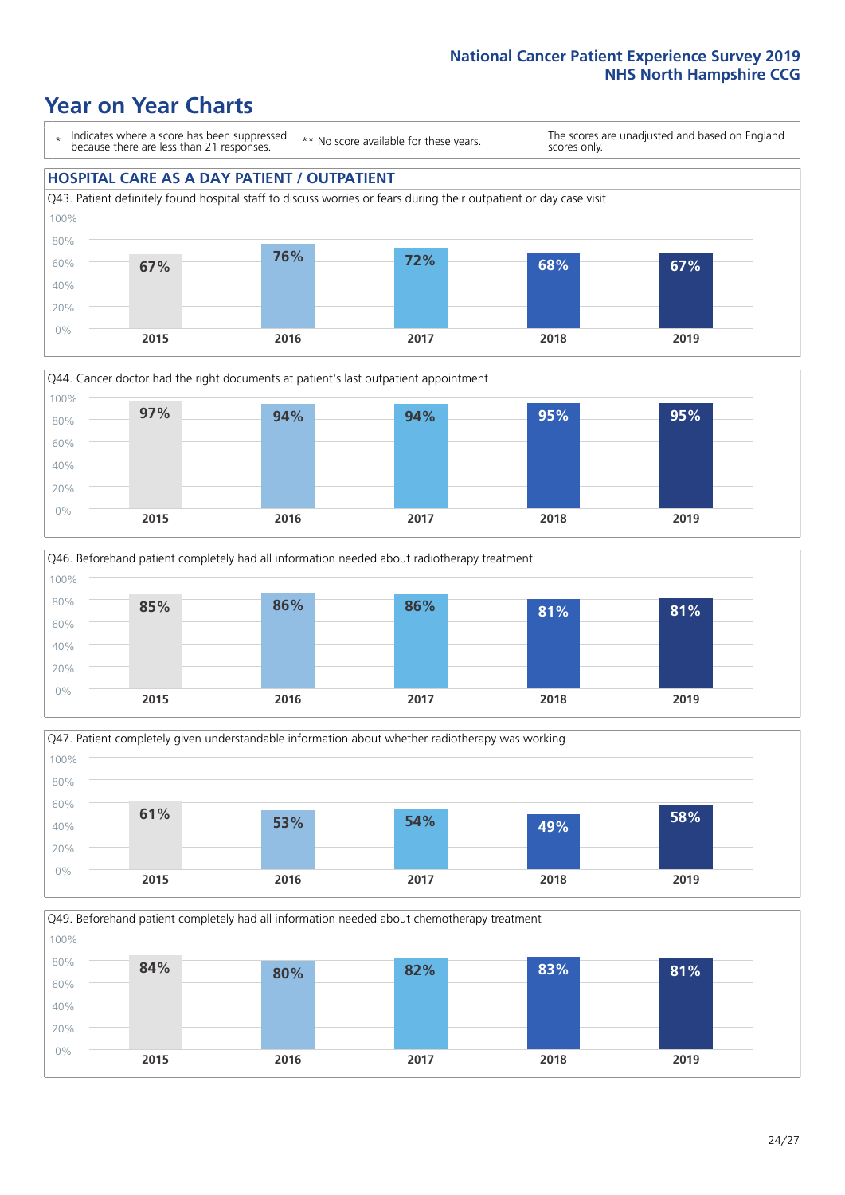# Year on Year Charts

| * Indicates where a score has been suppressed because there are less than 21 responses. | ** No score available for these years. | The scores are unadjusted and based on England scores only. |
|---|---|---|

## HOSPITAL CARE AS A DAY PATIENT / OUTPATIENT

Q43. Patient definitely found hospital staff to discuss worries or fears during their outpatient or day case visit

| 2015 | 2016 | 2017 | 2018 | 2019 |
|---|---|---|---|---|
| 67% | 76% | 72% | 68% | 67% |

Q44. Cancer doctor had the right documents at patient's last outpatient appointment

| 2015 | 2016 | 2017 | 2018 | 2019 |
|---|---|---|---|---|
| 97% | 94% | 94% | 95% | 95% |

Q46. Beforehand patient completely had all information needed about radiotherapy treatment

| 2015 | 2016 | 2017 | 2018 | 2019 |
|---|---|---|---|---|
| 85% | 86% | 86% | 81% | 81% |

Q47. Patient completely given understandable information about whether radiotherapy was working

| 2015 | 2016 | 2017 | 2018 | 2019 |
|---|---|---|---|---|
| 61% | 53% | 54% | 49% | 58% |

Q49. Beforehand patient completely had all information needed about chemotherapy treatment

| 2015 | 2016 | 2017 | 2018 | 2019 |
|---|---|---|---|---|
| 84% | 80% | 82% | 83% | 81% |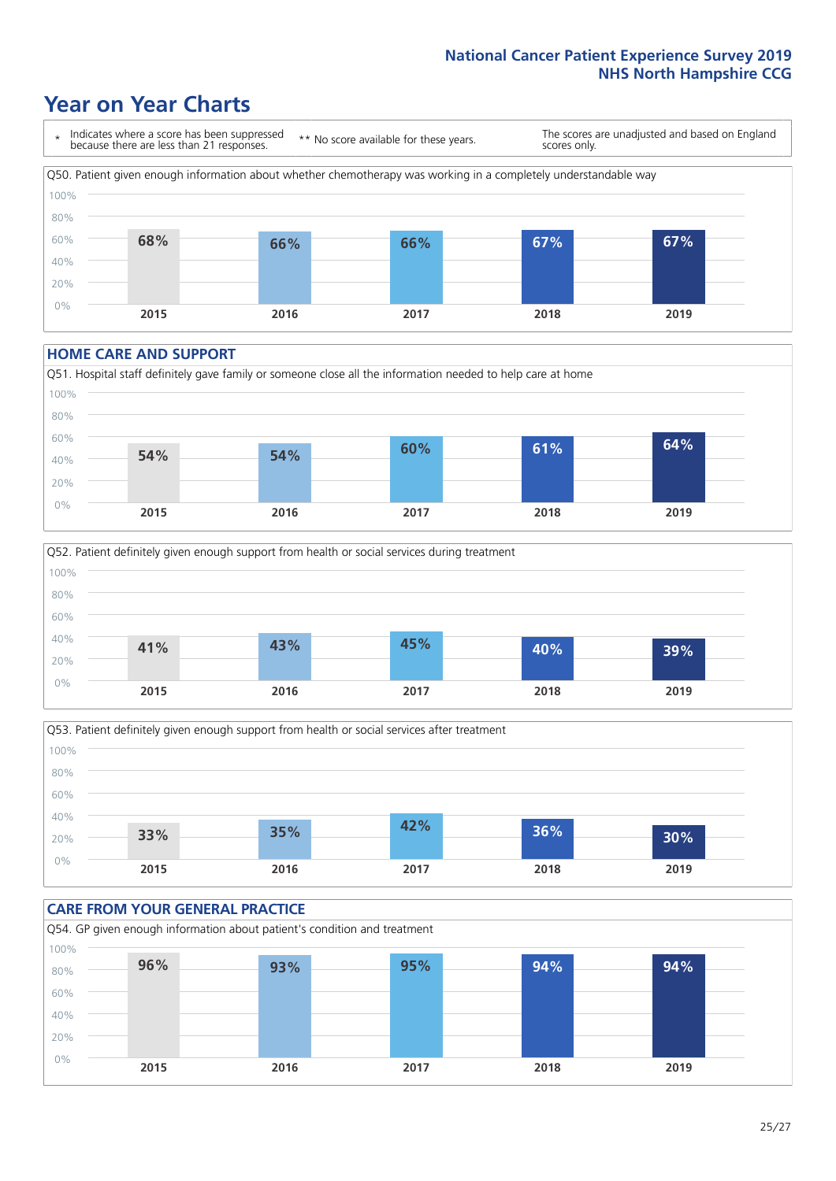National Cancer Patient Experience Survey 2019
NHS North Hampshire CCG

# Year on Year Charts

\* Indicates where a score has been suppressed because there are less than 21 responses.

\*\* No score available for these years.

The scores are unadjusted and based on England scores only.

Q50. Patient given enough information about whether chemotherapy was working in a completely understandable way

| 2015 | 2016 | 2017 | 2018 | 2019 |
|---|---|---|---|---|
| 68% | 66% | 66% | 67% | 67% |

## HOME CARE AND SUPPORT

Q51. Hospital staff definitely gave family or someone close all the information needed to help care at home

| 2015 | 2016 | 2017 | 2018 | 2019 |
|---|---|---|---|---|
| 54% | 54% | 60% | 61% | 64% |

Q52. Patient definitely given enough support from health or social services during treatment

| 2015 | 2016 | 2017 | 2018 | 2019 |
|---|---|---|---|---|
| 41% | 43% | 45% | 40% | 39% |

Q53. Patient definitely given enough support from health or social services after treatment

| 2015 | 2016 | 2017 | 2018 | 2019 |
|---|---|---|---|---|
| 33% | 35% | 42% | 36% | 30% |

## CARE FROM YOUR GENERAL PRACTICE

Q54. GP given enough information about patient's condition and treatment

| 2015 | 2016 | 2017 | 2018 | 2019 |
|---|---|---|---|---|
| 96% | 93% | 95% | 94% | 94% |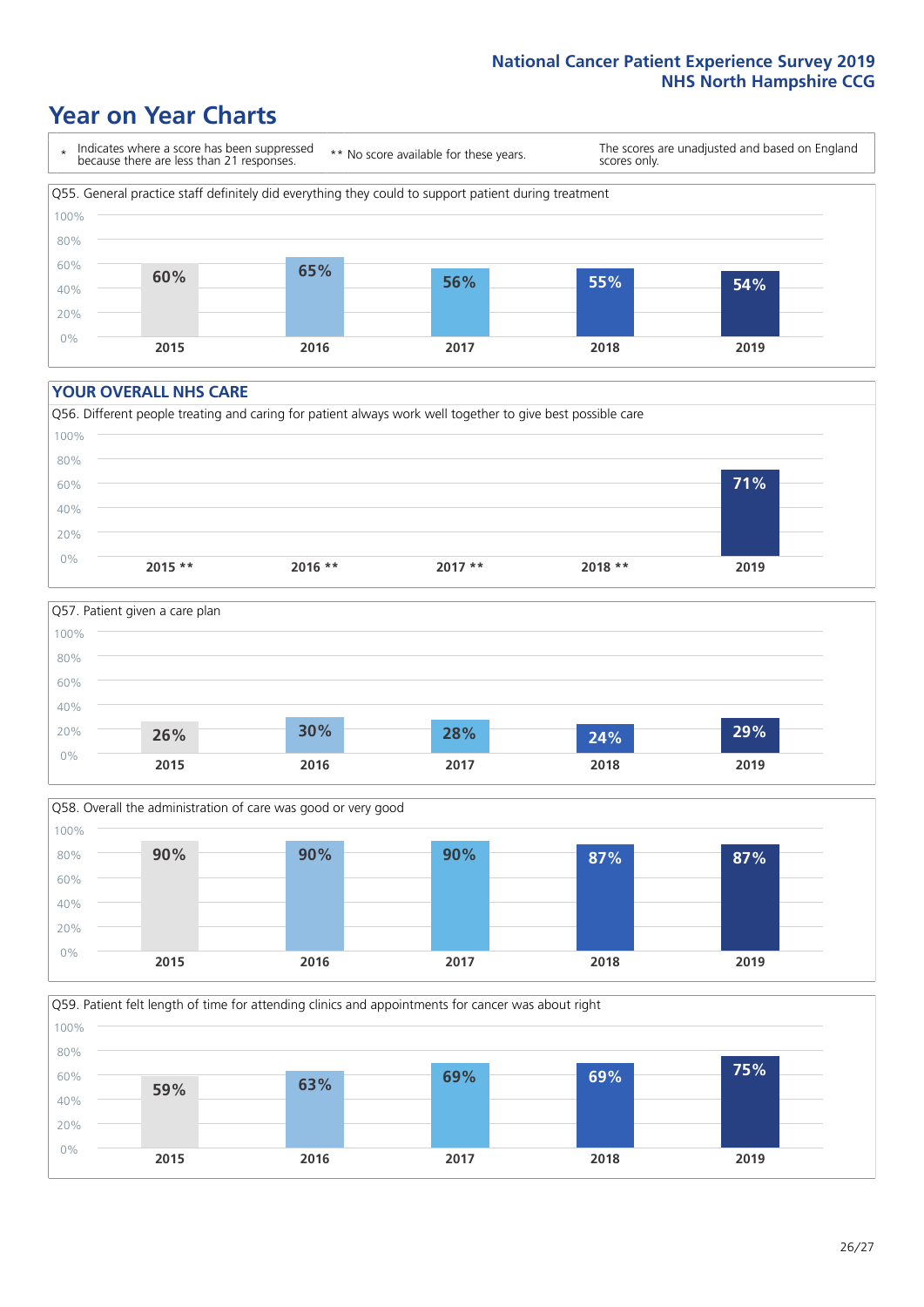# Year on Year Charts

\* Indicates where a score has been suppressed because there are less than 21 responses.

** No score available for these years.

The scores are unadjusted and based on England scores only.

Q55. General practice staff definitely did everything they could to support patient during treatment

| 2015 | 2016 | 2017 | 2018 | 2019 |
|---|---|---|---|---|
| 60% | 65% | 56% | 55% | 54% |

## YOUR OVERALL NHS CARE

Q56. Different people treating and caring for patient always work well together to give best possible care

| 2015 ** | 2016 ** | 2017 ** | 2018 ** | 2019 |
|---|---|---|---|---|
| | | | | 71% |

Q57. Patient given a care plan

| 2015 | 2016 | 2017 | 2018 | 2019 |
|---|---|---|---|---|
| 26% | 30% | 28% | 24% | 29% |

Q58. Overall the administration of care was good or very good

| 2015 | 2016 | 2017 | 2018 | 2019 |
|---|---|---|---|---|
| 90% | 90% | 90% | 87% | 87% |

Q59. Patient felt length of time for attending clinics and appointments for cancer was about right

| 2015 | 2016 | 2017 | 2018 | 2019 |
|---|---|---|---|---|
| 59% | 63% | 69% | 69% | 75% |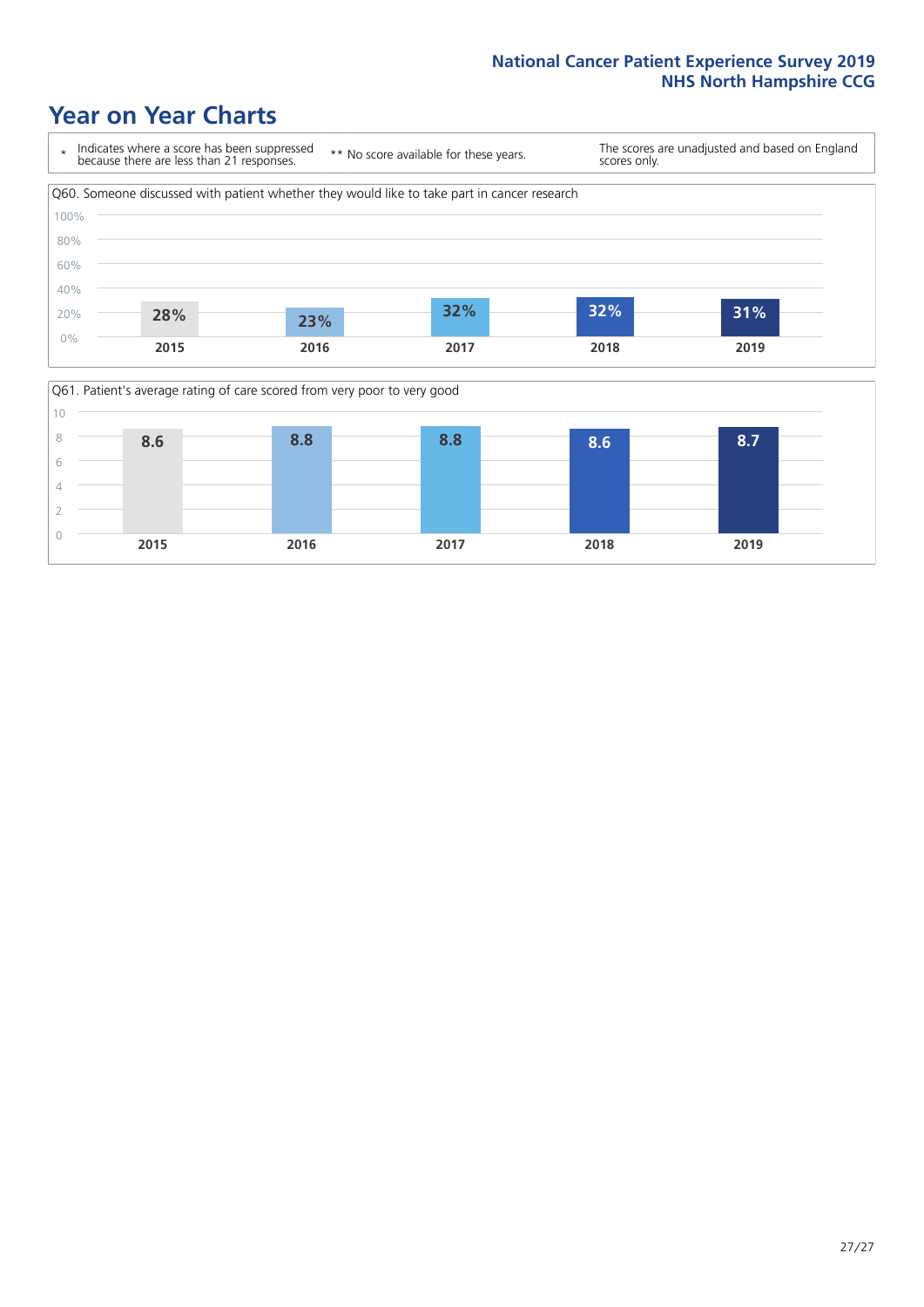# Year on Year Charts

\* Indicates where a score has been suppressed because there are less than 21 responses.

\*\* No score available for these years.

The scores are unadjusted and based on England scores only.

Q60. Someone discussed with patient whether they would like to take part in cancer research

100%
80%
60%
40%
20%
0%

28% 23% 32% 32% 31%

2015 2016 2017 2018 2019

Q61. Patient's average rating of care scored from very poor to very good

10
8
6
4
2
0

8.6 8.8 8.8 8.6 8.7

2015 2016 2017 2018 2019